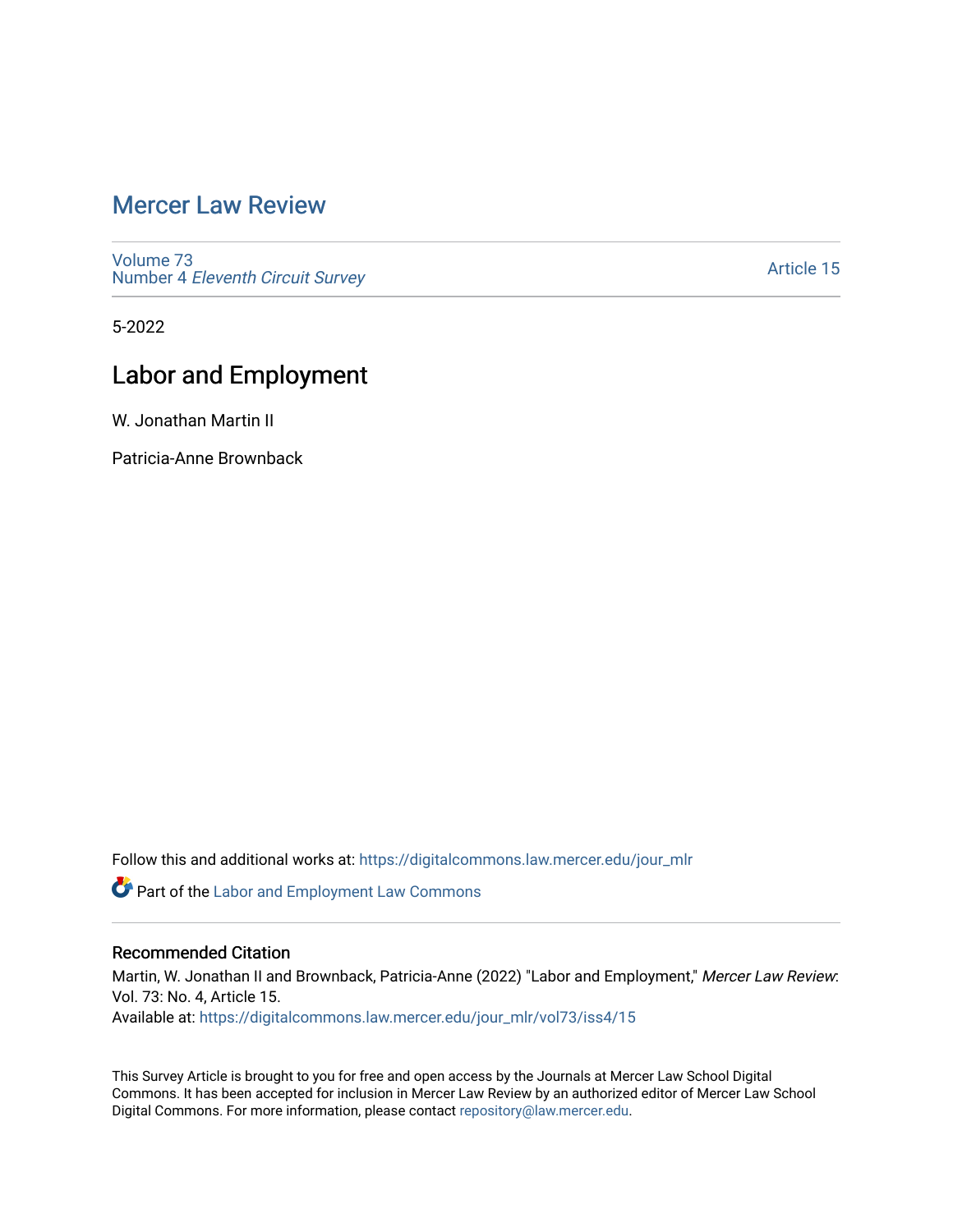# Mercer Law Review

Volume 73
Number 4 *Eleventh Circuit Survey*

Article 15

5-2022

## Labor and Employment

W. Jonathan Martin II

Patricia-Anne Brownback

Follow this and additional works at: https://digitalcommons.law.mercer.edu/jour_mlr

Part of the Labor and Employment Law Commons

### Recommended Citation

Martin, W. Jonathan II and Brownback, Patricia-Anne (2022) "Labor and Employment," *Mercer Law Review*: Vol. 73: No. 4, Article 15.
Available at: https://digitalcommons.law.mercer.edu/jour_mlr/vol73/iss4/15

This Survey Article is brought to you for free and open access by the Journals at Mercer Law School Digital Commons. It has been accepted for inclusion in Mercer Law Review by an authorized editor of Mercer Law School Digital Commons. For more information, please contact repository@law.mercer.edu.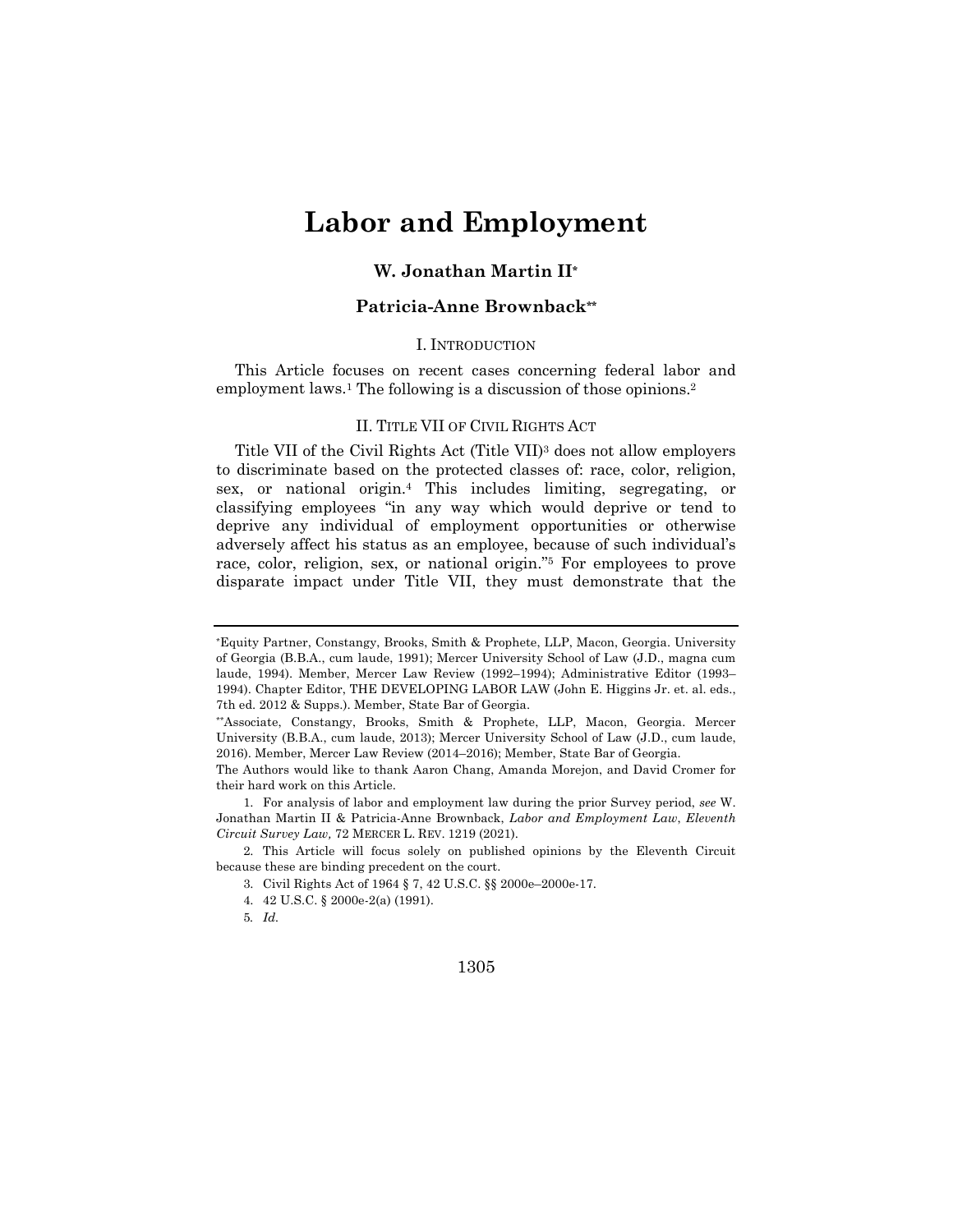# Labor and Employment

**W. Jonathan Martin II***

**Patricia-Anne Brownback****

## I. INTRODUCTION

This Article focuses on recent cases concerning federal labor and employment laws.[1] The following is a discussion of those opinions.[2]

## II. TITLE VII OF CIVIL RIGHTS ACT

Title VII of the Civil Rights Act (Title VII)[3] does not allow employers to discriminate based on the protected classes of: race, color, religion, sex, or national origin.[4] This includes limiting, segregating, or classifying employees "in any way which would deprive or tend to deprive any individual of employment opportunities or otherwise adversely affect his status as an employee, because of such individual's race, color, religion, sex, or national origin."[5] For employees to prove disparate impact under Title VII, they must demonstrate that the

---

*Equity Partner, Constangy, Brooks, Smith & Prophete, LLP, Macon, Georgia. University of Georgia (B.B.A., cum laude, 1991); Mercer University School of Law (J.D., magna cum laude, 1994). Member, Mercer Law Review (1992–1994); Administrative Editor (1993–1994). Chapter Editor, THE DEVELOPING LABOR LAW (John E. Higgins Jr. et. al. eds., 7th ed. 2012 & Supps.). Member, State Bar of Georgia.

**Associate, Constangy, Brooks, Smith & Prophete, LLP, Macon, Georgia. Mercer University (B.B.A., cum laude, 2013); Mercer University School of Law (J.D., cum laude, 2016). Member, Mercer Law Review (2014–2016); Member, State Bar of Georgia.

The Authors would like to thank Aaron Chang, Amanda Morejon, and David Cromer for their hard work on this Article.

1. For analysis of labor and employment law during the prior Survey period, *see* W. Jonathan Martin II & Patricia-Anne Brownback, *Labor and Employment Law*, *Eleventh Circuit Survey Law,* 72 MERCER L. REV. 1219 (2021).

2. This Article will focus solely on published opinions by the Eleventh Circuit because these are binding precedent on the court.

3. Civil Rights Act of 1964 § 7, 42 U.S.C. §§ 2000e–2000e-17.

4. 42 U.S.C. § 2000e-2(a) (1991).

5. *Id.*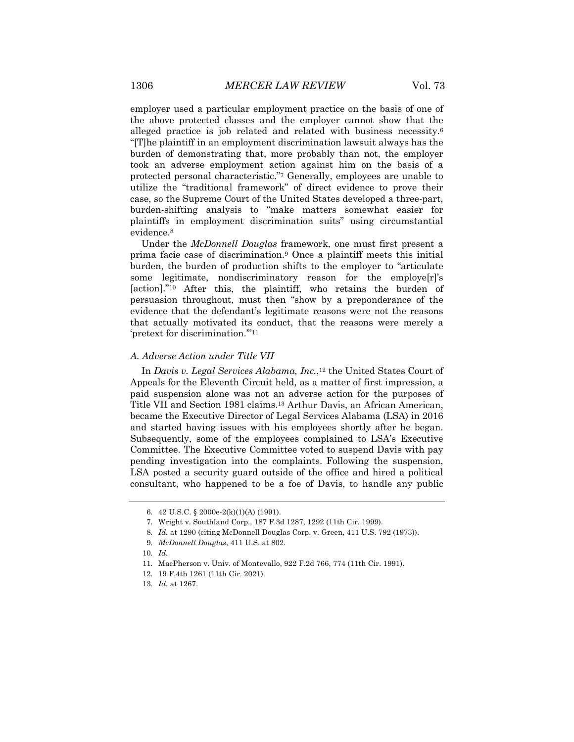employer used a particular employment practice on the basis of one of the above protected classes and the employer cannot show that the alleged practice is job related and related with business necessity.[6] "[T]he plaintiff in an employment discrimination lawsuit always has the burden of demonstrating that, more probably than not, the employer took an adverse employment action against him on the basis of a protected personal characteristic."[7] Generally, employees are unable to utilize the "traditional framework" of direct evidence to prove their case, so the Supreme Court of the United States developed a three-part, burden-shifting analysis to "make matters somewhat easier for plaintiffs in employment discrimination suits" using circumstantial evidence.[8]

Under the *McDonnell Douglas* framework, one must first present a prima facie case of discrimination.[9] Once a plaintiff meets this initial burden, the burden of production shifts to the employer to "articulate some legitimate, nondiscriminatory reason for the employe[r]'s [action]."[10] After this, the plaintiff, who retains the burden of persuasion throughout, must then "show by a preponderance of the evidence that the defendant's legitimate reasons were not the reasons that actually motivated its conduct, that the reasons were merely a 'pretext for discrimination.'"[11]

### *A. Adverse Action under Title VII*

In *Davis v. Legal Services Alabama, Inc.*,[12] the United States Court of Appeals for the Eleventh Circuit held, as a matter of first impression, a paid suspension alone was not an adverse action for the purposes of Title VII and Section 1981 claims.[13] Arthur Davis, an African American, became the Executive Director of Legal Services Alabama (LSA) in 2016 and started having issues with his employees shortly after he began. Subsequently, some of the employees complained to LSA's Executive Committee. The Executive Committee voted to suspend Davis with pay pending investigation into the complaints. Following the suspension, LSA posted a security guard outside of the office and hired a political consultant, who happened to be a foe of Davis, to handle any public

---

6. 42 U.S.C. § 2000e-2(k)(1)(A) (1991).
7. Wright v. Southland Corp., 187 F.3d 1287, 1292 (11th Cir. 1999).
8. *Id.* at 1290 (citing McDonnell Douglas Corp. v. Green, 411 U.S. 792 (1973)).
9. *McDonnell Douglas*, 411 U.S. at 802.
10. *Id.*
11. MacPherson v. Univ. of Montevallo, 922 F.2d 766, 774 (11th Cir. 1991).
12. 19 F.4th 1261 (11th Cir. 2021).
13. *Id.* at 1267.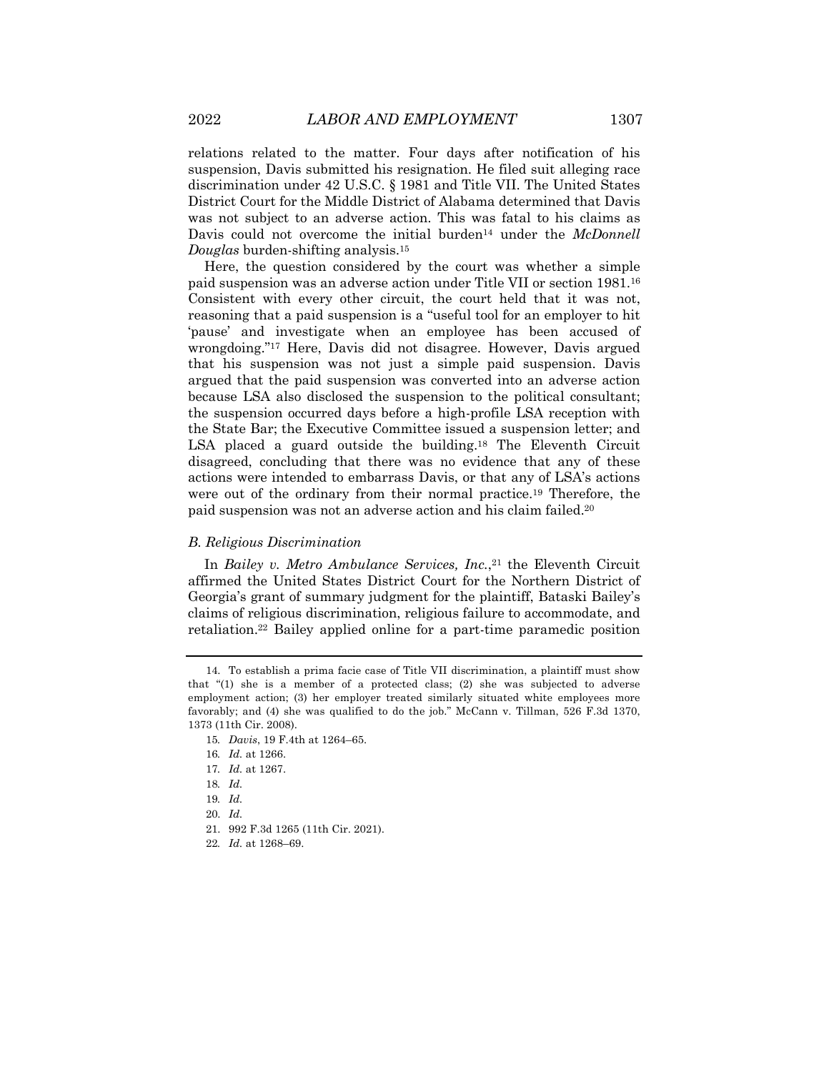relations related to the matter. Four days after notification of his suspension, Davis submitted his resignation. He filed suit alleging race discrimination under 42 U.S.C. § 1981 and Title VII. The United States District Court for the Middle District of Alabama determined that Davis was not subject to an adverse action. This was fatal to his claims as Davis could not overcome the initial burden[14] under the *McDonnell Douglas* burden-shifting analysis.[15]

Here, the question considered by the court was whether a simple paid suspension was an adverse action under Title VII or section 1981.[16] Consistent with every other circuit, the court held that it was not, reasoning that a paid suspension is a "useful tool for an employer to hit 'pause' and investigate when an employee has been accused of wrongdoing."[17] Here, Davis did not disagree. However, Davis argued that his suspension was not just a simple paid suspension. Davis argued that the paid suspension was converted into an adverse action because LSA also disclosed the suspension to the political consultant; the suspension occurred days before a high-profile LSA reception with the State Bar; the Executive Committee issued a suspension letter; and LSA placed a guard outside the building.[18] The Eleventh Circuit disagreed, concluding that there was no evidence that any of these actions were intended to embarrass Davis, or that any of LSA's actions were out of the ordinary from their normal practice.[19] Therefore, the paid suspension was not an adverse action and his claim failed.[20]

### *B. Religious Discrimination*

In *Bailey v. Metro Ambulance Services, Inc.*,[21] the Eleventh Circuit affirmed the United States District Court for the Northern District of Georgia's grant of summary judgment for the plaintiff, Bataski Bailey's claims of religious discrimination, religious failure to accommodate, and retaliation.[22] Bailey applied online for a part-time paramedic position

---

14. To establish a prima facie case of Title VII discrimination, a plaintiff must show that "(1) she is a member of a protected class; (2) she was subjected to adverse employment action; (3) her employer treated similarly situated white employees more favorably; and (4) she was qualified to do the job." McCann v. Tillman, 526 F.3d 1370, 1373 (11th Cir. 2008).

15. *Davis*, 19 F.4th at 1264–65.

16. *Id.* at 1266.

17. *Id.* at 1267.

18. *Id.*

19. *Id.*

20. *Id.*

21. 992 F.3d 1265 (11th Cir. 2021).

22. *Id.* at 1268–69.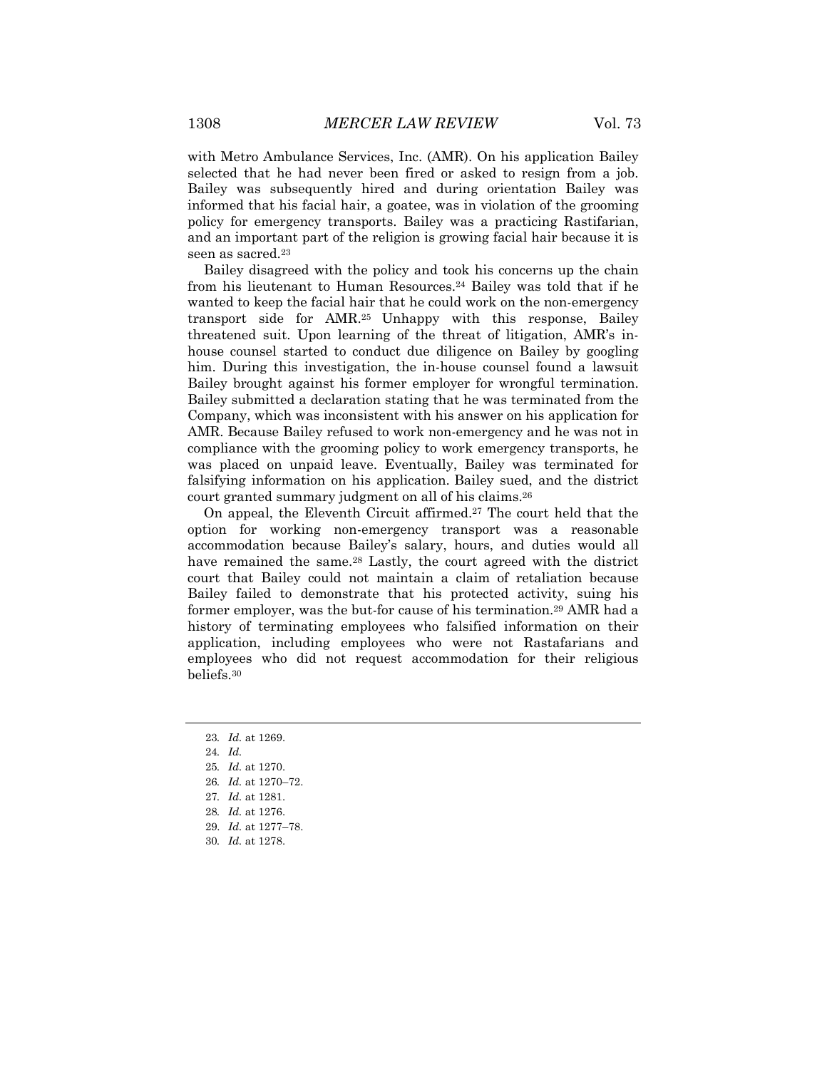with Metro Ambulance Services, Inc. (AMR). On his application Bailey selected that he had never been fired or asked to resign from a job. Bailey was subsequently hired and during orientation Bailey was informed that his facial hair, a goatee, was in violation of the grooming policy for emergency transports. Bailey was a practicing Rastifarian, and an important part of the religion is growing facial hair because it is seen as sacred.[23]

Bailey disagreed with the policy and took his concerns up the chain from his lieutenant to Human Resources.[24] Bailey was told that if he wanted to keep the facial hair that he could work on the non-emergency transport side for AMR.[25] Unhappy with this response, Bailey threatened suit. Upon learning of the threat of litigation, AMR's in-house counsel started to conduct due diligence on Bailey by googling him. During this investigation, the in-house counsel found a lawsuit Bailey brought against his former employer for wrongful termination. Bailey submitted a declaration stating that he was terminated from the Company, which was inconsistent with his answer on his application for AMR. Because Bailey refused to work non-emergency and he was not in compliance with the grooming policy to work emergency transports, he was placed on unpaid leave. Eventually, Bailey was terminated for falsifying information on his application. Bailey sued, and the district court granted summary judgment on all of his claims.[26]

On appeal, the Eleventh Circuit affirmed.[27] The court held that the option for working non-emergency transport was a reasonable accommodation because Bailey's salary, hours, and duties would all have remained the same.[28] Lastly, the court agreed with the district court that Bailey could not maintain a claim of retaliation because Bailey failed to demonstrate that his protected activity, suing his former employer, was the but-for cause of his termination.[29] AMR had a history of terminating employees who falsified information on their application, including employees who were not Rastafarians and employees who did not request accommodation for their religious beliefs.[30]

---

23. *Id.* at 1269.
24. *Id.*
25. *Id.* at 1270.
26. *Id.* at 1270–72.
27. *Id.* at 1281.
28. *Id.* at 1276.
29. *Id.* at 1277–78.
30. *Id.* at 1278.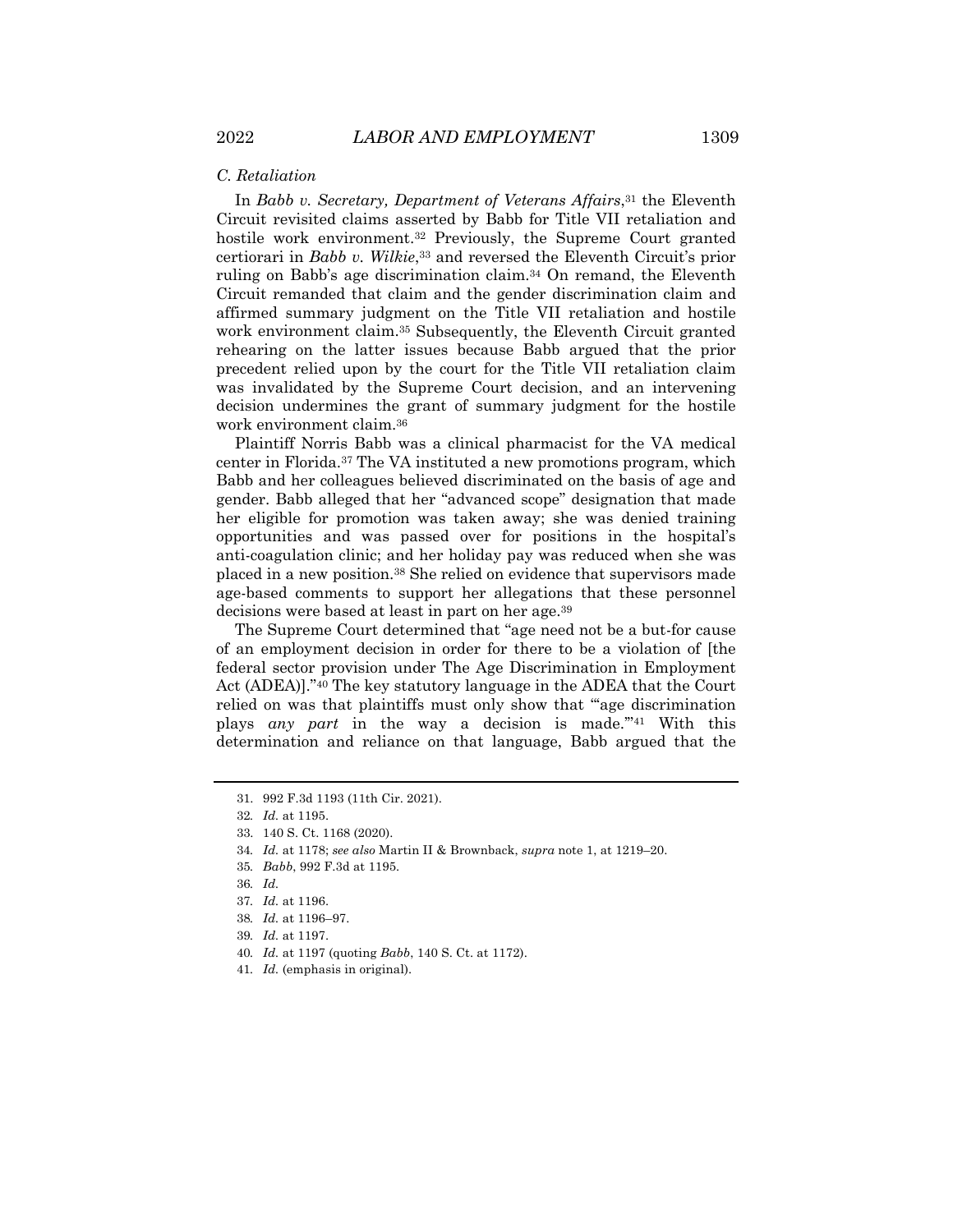### C. Retaliation

In *Babb v. Secretary, Department of Veterans Affairs*,[31] the Eleventh Circuit revisited claims asserted by Babb for Title VII retaliation and hostile work environment.[32] Previously, the Supreme Court granted certiorari in *Babb v. Wilkie*,[33] and reversed the Eleventh Circuit's prior ruling on Babb's age discrimination claim.[34] On remand, the Eleventh Circuit remanded that claim and the gender discrimination claim and affirmed summary judgment on the Title VII retaliation and hostile work environment claim.[35] Subsequently, the Eleventh Circuit granted rehearing on the latter issues because Babb argued that the prior precedent relied upon by the court for the Title VII retaliation claim was invalidated by the Supreme Court decision, and an intervening decision undermines the grant of summary judgment for the hostile work environment claim.[36]

Plaintiff Norris Babb was a clinical pharmacist for the VA medical center in Florida.[37] The VA instituted a new promotions program, which Babb and her colleagues believed discriminated on the basis of age and gender. Babb alleged that her "advanced scope" designation that made her eligible for promotion was taken away; she was denied training opportunities and was passed over for positions in the hospital's anti-coagulation clinic; and her holiday pay was reduced when she was placed in a new position.[38] She relied on evidence that supervisors made age-based comments to support her allegations that these personnel decisions were based at least in part on her age.[39]

The Supreme Court determined that "age need not be a but-for cause of an employment decision in order for there to be a violation of [the federal sector provision under The Age Discrimination in Employment Act (ADEA)]."[40] The key statutory language in the ADEA that the Court relied on was that plaintiffs must only show that "'age discrimination plays *any part* in the way a decision is made.'"[41] With this determination and reliance on that language, Babb argued that the

---

31. 992 F.3d 1193 (11th Cir. 2021).

32. *Id.* at 1195.

33. 140 S. Ct. 1168 (2020).

34. *Id.* at 1178; *see also* Martin II & Brownback, *supra* note 1, at 1219–20.

35. *Babb*, 992 F.3d at 1195.

36. *Id.*

37. *Id.* at 1196.

38. *Id.* at 1196–97.

39. *Id.* at 1197.

40. *Id.* at 1197 (quoting *Babb*, 140 S. Ct. at 1172).

41. *Id.* (emphasis in original).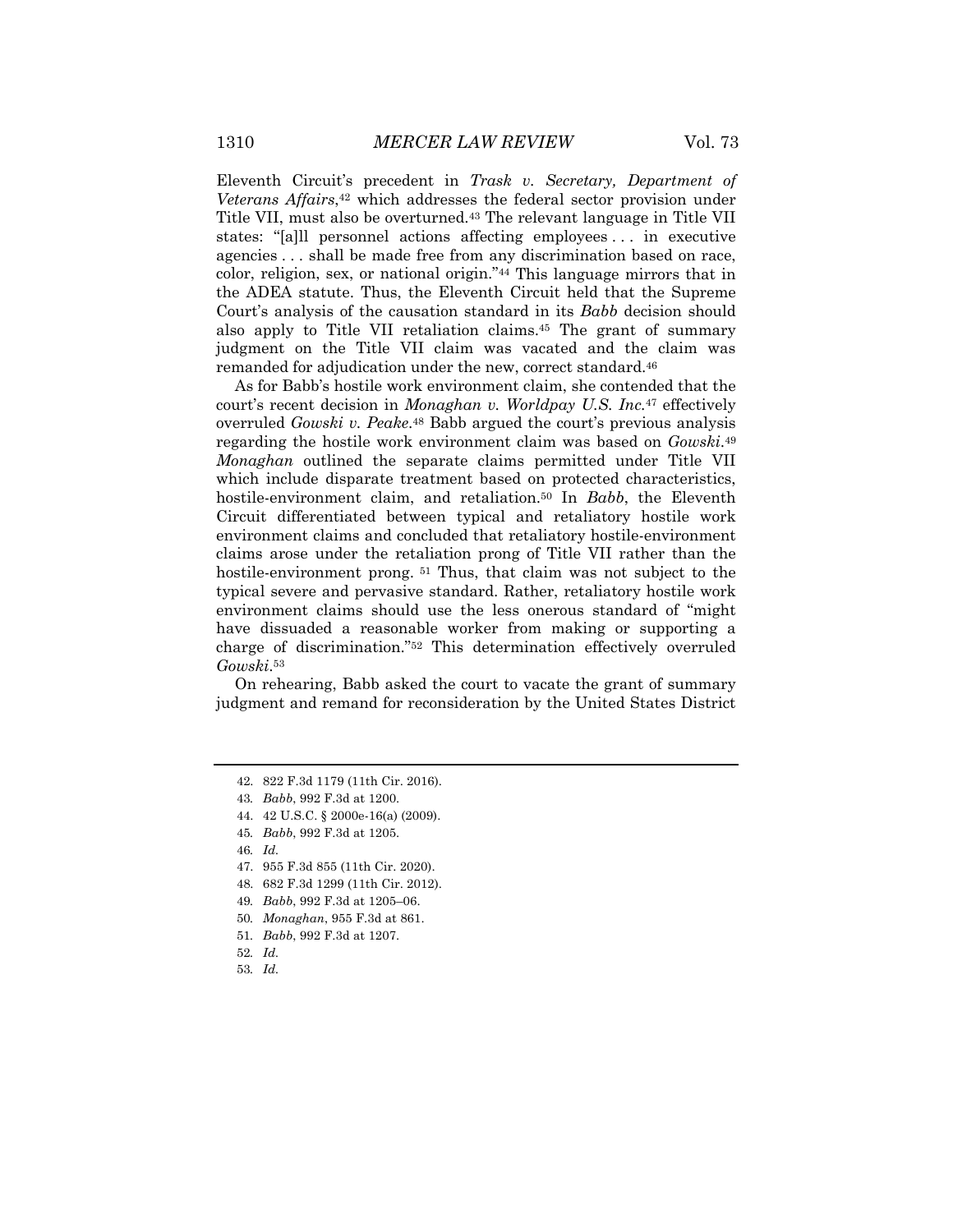Eleventh Circuit's precedent in *Trask v. Secretary, Department of Veterans Affairs*,[42] which addresses the federal sector provision under Title VII, must also be overturned.[43] The relevant language in Title VII states: "[a]ll personnel actions affecting employees . . . in executive agencies . . . shall be made free from any discrimination based on race, color, religion, sex, or national origin."[44] This language mirrors that in the ADEA statute. Thus, the Eleventh Circuit held that the Supreme Court's analysis of the causation standard in its *Babb* decision should also apply to Title VII retaliation claims.[45] The grant of summary judgment on the Title VII claim was vacated and the claim was remanded for adjudication under the new, correct standard.[46]

As for Babb's hostile work environment claim, she contended that the court's recent decision in *Monaghan v. Worldpay U.S. Inc.*[47] effectively overruled *Gowski v. Peake*.[48] Babb argued the court's previous analysis regarding the hostile work environment claim was based on *Gowski*.[49] *Monaghan* outlined the separate claims permitted under Title VII which include disparate treatment based on protected characteristics, hostile-environment claim, and retaliation.[50] In *Babb*, the Eleventh Circuit differentiated between typical and retaliatory hostile work environment claims and concluded that retaliatory hostile-environment claims arose under the retaliation prong of Title VII rather than the hostile-environment prong.[51] Thus, that claim was not subject to the typical severe and pervasive standard. Rather, retaliatory hostile work environment claims should use the less onerous standard of "might have dissuaded a reasonable worker from making or supporting a charge of discrimination."[52] This determination effectively overruled *Gowski*.[53]

On rehearing, Babb asked the court to vacate the grant of summary judgment and remand for reconsideration by the United States District

---

42. 822 F.3d 1179 (11th Cir. 2016).
43. *Babb*, 992 F.3d at 1200.
44. 42 U.S.C. § 2000e-16(a) (2009).
45. *Babb*, 992 F.3d at 1205.
46. *Id.*
47. 955 F.3d 855 (11th Cir. 2020).
48. 682 F.3d 1299 (11th Cir. 2012).
49. *Babb*, 992 F.3d at 1205–06.
50. *Monaghan*, 955 F.3d at 861.
51. *Babb*, 992 F.3d at 1207.
52. *Id.*
53. *Id.*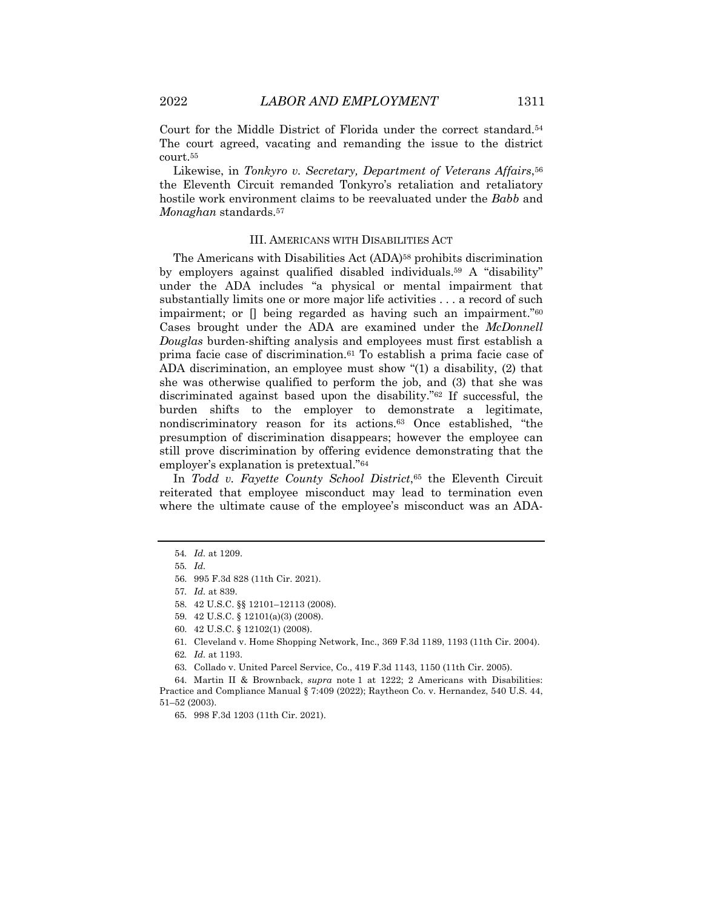Court for the Middle District of Florida under the correct standard.[54] The court agreed, vacating and remanding the issue to the district court.[55]

Likewise, in *Tonkyro v. Secretary, Department of Veterans Affairs*,[56] the Eleventh Circuit remanded Tonkyro's retaliation and retaliatory hostile work environment claims to be reevaluated under the *Babb* and *Monaghan* standards.[57]

### III. AMERICANS WITH DISABILITIES ACT

The Americans with Disabilities Act (ADA)[58] prohibits discrimination by employers against qualified disabled individuals.[59] A "disability" under the ADA includes "a physical or mental impairment that substantially limits one or more major life activities . . . a record of such impairment; or [] being regarded as having such an impairment."[60] Cases brought under the ADA are examined under the *McDonnell Douglas* burden-shifting analysis and employees must first establish a prima facie case of discrimination.[61] To establish a prima facie case of ADA discrimination, an employee must show "(1) a disability, (2) that she was otherwise qualified to perform the job, and (3) that she was discriminated against based upon the disability."[62] If successful, the burden shifts to the employer to demonstrate a legitimate, nondiscriminatory reason for its actions.[63] Once established, "the presumption of discrimination disappears; however the employee can still prove discrimination by offering evidence demonstrating that the employer's explanation is pretextual."[64]

In *Todd v. Fayette County School District*,[65] the Eleventh Circuit reiterated that employee misconduct may lead to termination even where the ultimate cause of the employee's misconduct was an ADA-

---

54. *Id.* at 1209.

55. *Id.*

56. 995 F.3d 828 (11th Cir. 2021).

57. *Id.* at 839.

58. 42 U.S.C. §§ 12101–12113 (2008).

59. 42 U.S.C. § 12101(a)(3) (2008).

60. 42 U.S.C. § 12102(1) (2008).

61. Cleveland v. Home Shopping Network, Inc., 369 F.3d 1189, 1193 (11th Cir. 2004).

62. *Id.* at 1193.

63. Collado v. United Parcel Service, Co., 419 F.3d 1143, 1150 (11th Cir. 2005).

64. Martin II & Brownback, *supra* note 1 at 1222; 2 Americans with Disabilities: Practice and Compliance Manual § 7:409 (2022); Raytheon Co. v. Hernandez, 540 U.S. 44, 51–52 (2003).

65. 998 F.3d 1203 (11th Cir. 2021).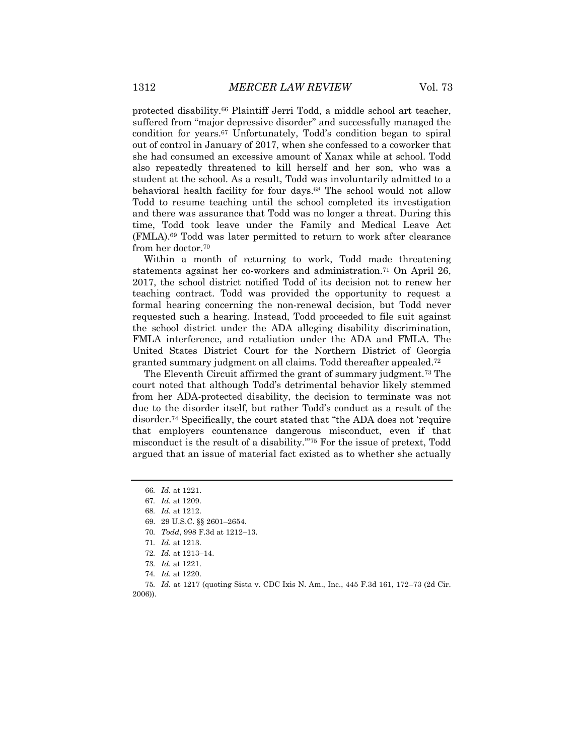protected disability.[66] Plaintiff Jerri Todd, a middle school art teacher, suffered from "major depressive disorder" and successfully managed the condition for years.[67] Unfortunately, Todd's condition began to spiral out of control in January of 2017, when she confessed to a coworker that she had consumed an excessive amount of Xanax while at school. Todd also repeatedly threatened to kill herself and her son, who was a student at the school. As a result, Todd was involuntarily admitted to a behavioral health facility for four days.[68] The school would not allow Todd to resume teaching until the school completed its investigation and there was assurance that Todd was no longer a threat. During this time, Todd took leave under the Family and Medical Leave Act (FMLA).[69] Todd was later permitted to return to work after clearance from her doctor.[70]

Within a month of returning to work, Todd made threatening statements against her co-workers and administration.[71] On April 26, 2017, the school district notified Todd of its decision not to renew her teaching contract. Todd was provided the opportunity to request a formal hearing concerning the non-renewal decision, but Todd never requested such a hearing. Instead, Todd proceeded to file suit against the school district under the ADA alleging disability discrimination, FMLA interference, and retaliation under the ADA and FMLA. The United States District Court for the Northern District of Georgia granted summary judgment on all claims. Todd thereafter appealed.[72]

The Eleventh Circuit affirmed the grant of summary judgment.[73] The court noted that although Todd's detrimental behavior likely stemmed from her ADA-protected disability, the decision to terminate was not due to the disorder itself, but rather Todd's conduct as a result of the disorder.[74] Specifically, the court stated that "the ADA does not 'require that employers countenance dangerous misconduct, even if that misconduct is the result of a disability.'"[75] For the issue of pretext, Todd argued that an issue of material fact existed as to whether she actually

---

66. *Id.* at 1221.

67. *Id.* at 1209.

68. *Id.* at 1212.

69. 29 U.S.C. §§ 2601–2654.

70. *Todd*, 998 F.3d at 1212–13.

71. *Id.* at 1213.

72. *Id.* at 1213–14.

73. *Id.* at 1221.

74. *Id.* at 1220.

75. *Id.* at 1217 (quoting Sista v. CDC Ixis N. Am., Inc., 445 F.3d 161, 172–73 (2d Cir. 2006)).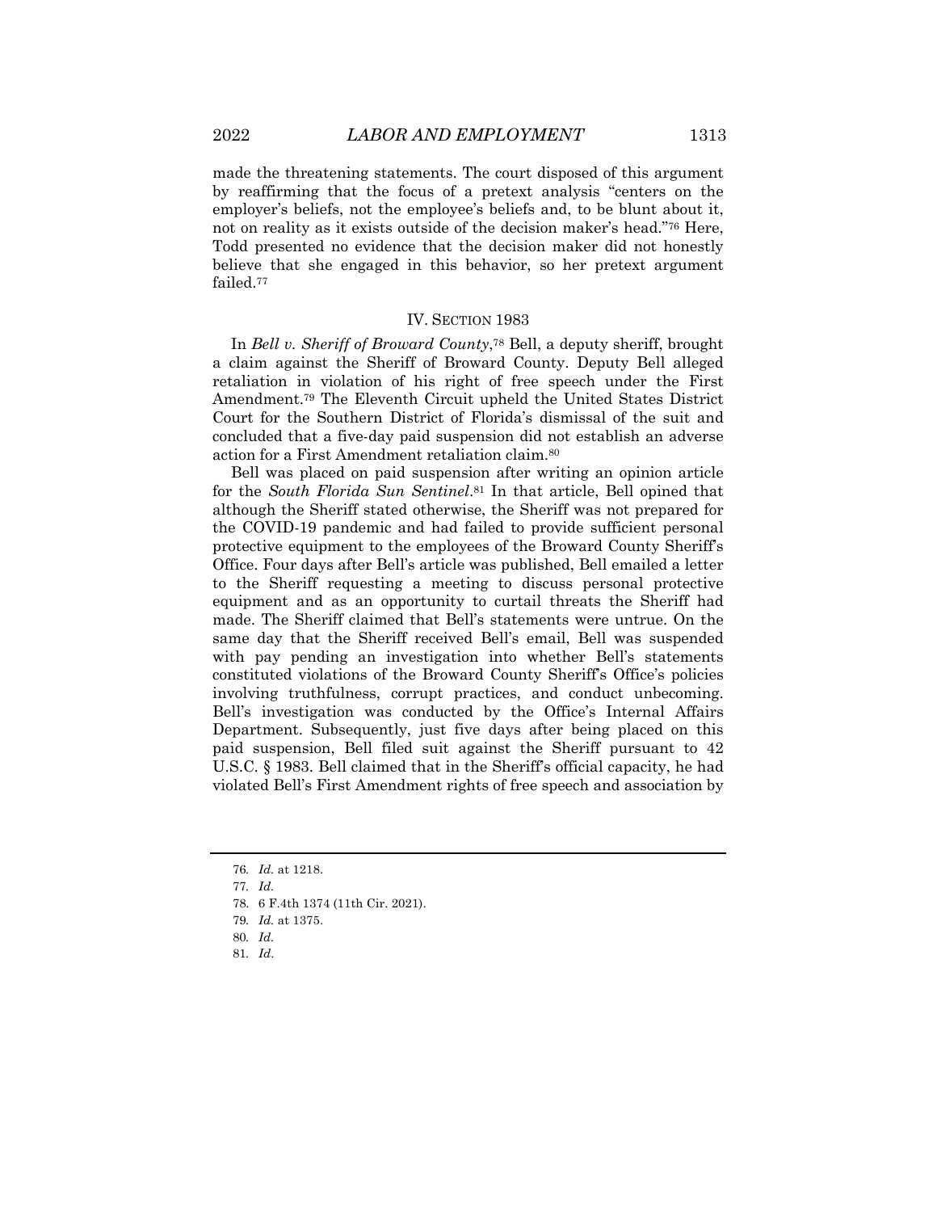made the threatening statements. The court disposed of this argument by reaffirming that the focus of a pretext analysis "centers on the employer's beliefs, not the employee's beliefs and, to be blunt about it, not on reality as it exists outside of the decision maker's head."[76] Here, Todd presented no evidence that the decision maker did not honestly believe that she engaged in this behavior, so her pretext argument failed.[77]

## IV. SECTION 1983

In *Bell v. Sheriff of Broward County*,[78] Bell, a deputy sheriff, brought a claim against the Sheriff of Broward County. Deputy Bell alleged retaliation in violation of his right of free speech under the First Amendment.[79] The Eleventh Circuit upheld the United States District Court for the Southern District of Florida's dismissal of the suit and concluded that a five-day paid suspension did not establish an adverse action for a First Amendment retaliation claim.[80]

Bell was placed on paid suspension after writing an opinion article for the *South Florida Sun Sentinel*.[81] In that article, Bell opined that although the Sheriff stated otherwise, the Sheriff was not prepared for the COVID-19 pandemic and had failed to provide sufficient personal protective equipment to the employees of the Broward County Sheriff's Office. Four days after Bell's article was published, Bell emailed a letter to the Sheriff requesting a meeting to discuss personal protective equipment and as an opportunity to curtail threats the Sheriff had made. The Sheriff claimed that Bell's statements were untrue. On the same day that the Sheriff received Bell's email, Bell was suspended with pay pending an investigation into whether Bell's statements constituted violations of the Broward County Sheriff's Office's policies involving truthfulness, corrupt practices, and conduct unbecoming. Bell's investigation was conducted by the Office's Internal Affairs Department. Subsequently, just five days after being placed on this paid suspension, Bell filed suit against the Sheriff pursuant to 42 U.S.C. § 1983. Bell claimed that in the Sheriff's official capacity, he had violated Bell's First Amendment rights of free speech and association by

---

76. *Id.* at 1218.

77. *Id.*

78. 6 F.4th 1374 (11th Cir. 2021).

79. *Id.* at 1375.

80. *Id.*

81. *Id.*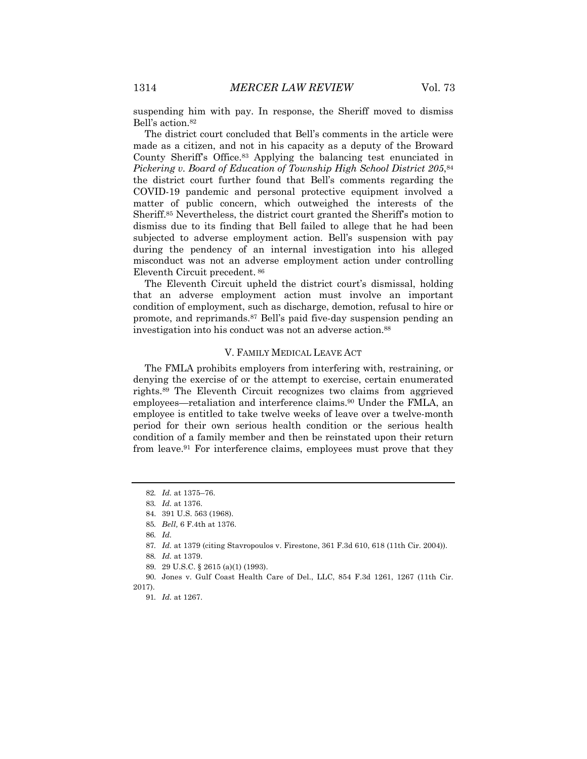suspending him with pay. In response, the Sheriff moved to dismiss Bell's action.[82]

The district court concluded that Bell's comments in the article were made as a citizen, and not in his capacity as a deputy of the Broward County Sheriff's Office.[83] Applying the balancing test enunciated in *Pickering v. Board of Education of Township High School District 205*,[84] the district court further found that Bell's comments regarding the COVID-19 pandemic and personal protective equipment involved a matter of public concern, which outweighed the interests of the Sheriff.[85] Nevertheless, the district court granted the Sheriff's motion to dismiss due to its finding that Bell failed to allege that he had been subjected to adverse employment action. Bell's suspension with pay during the pendency of an internal investigation into his alleged misconduct was not an adverse employment action under controlling Eleventh Circuit precedent.[86]

The Eleventh Circuit upheld the district court's dismissal, holding that an adverse employment action must involve an important condition of employment, such as discharge, demotion, refusal to hire or promote, and reprimands.[87] Bell's paid five-day suspension pending an investigation into his conduct was not an adverse action.[88]

## V. FAMILY MEDICAL LEAVE ACT

The FMLA prohibits employers from interfering with, restraining, or denying the exercise of or the attempt to exercise, certain enumerated rights.[89] The Eleventh Circuit recognizes two claims from aggrieved employees—retaliation and interference claims.[90] Under the FMLA, an employee is entitled to take twelve weeks of leave over a twelve-month period for their own serious health condition or the serious health condition of a family member and then be reinstated upon their return from leave.[91] For interference claims, employees must prove that they

---

82. *Id.* at 1375–76.

83. *Id.* at 1376.

84. 391 U.S. 563 (1968).

85. *Bell,* 6 F.4th at 1376.

86. *Id.*

87. *Id.* at 1379 (citing Stavropoulos v. Firestone, 361 F.3d 610, 618 (11th Cir. 2004)).

88. *Id.* at 1379.

89. 29 U.S.C. § 2615 (a)(1) (1993).

90. Jones v. Gulf Coast Health Care of Del., LLC, 854 F.3d 1261, 1267 (11th Cir. 2017).

91. *Id.* at 1267.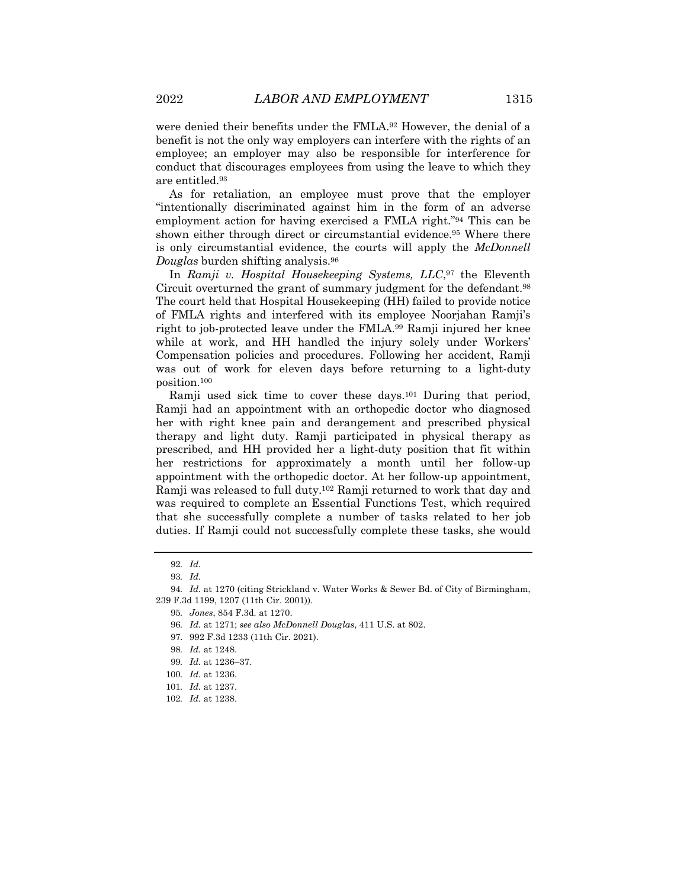were denied their benefits under the FMLA.[92] However, the denial of a benefit is not the only way employers can interfere with the rights of an employee; an employer may also be responsible for interference for conduct that discourages employees from using the leave to which they are entitled.[93]

As for retaliation, an employee must prove that the employer "intentionally discriminated against him in the form of an adverse employment action for having exercised a FMLA right."[94] This can be shown either through direct or circumstantial evidence.[95] Where there is only circumstantial evidence, the courts will apply the *McDonnell Douglas* burden shifting analysis.[96]

In *Ramji v. Hospital Housekeeping Systems, LLC*,[97] the Eleventh Circuit overturned the grant of summary judgment for the defendant.[98] The court held that Hospital Housekeeping (HH) failed to provide notice of FMLA rights and interfered with its employee Noorjahan Ramji's right to job-protected leave under the FMLA.[99] Ramji injured her knee while at work, and HH handled the injury solely under Workers' Compensation policies and procedures. Following her accident, Ramji was out of work for eleven days before returning to a light-duty position.[100]

Ramji used sick time to cover these days.[101] During that period, Ramji had an appointment with an orthopedic doctor who diagnosed her with right knee pain and derangement and prescribed physical therapy and light duty. Ramji participated in physical therapy as prescribed, and HH provided her a light-duty position that fit within her restrictions for approximately a month until her follow-up appointment with the orthopedic doctor. At her follow-up appointment, Ramji was released to full duty.[102] Ramji returned to work that day and was required to complete an Essential Functions Test, which required that she successfully complete a number of tasks related to her job duties. If Ramji could not successfully complete these tasks, she would

---

92. *Id.*

93. *Id.*

94. *Id.* at 1270 (citing Strickland v. Water Works & Sewer Bd. of City of Birmingham, 239 F.3d 1199, 1207 (11th Cir. 2001)).

95. *Jones*, 854 F.3d. at 1270.

96. *Id.* at 1271; *see also McDonnell Douglas*, 411 U.S. at 802.

97. 992 F.3d 1233 (11th Cir. 2021).

98. *Id.* at 1248.

99. *Id.* at 1236–37.

100. *Id.* at 1236.

101. *Id.* at 1237.

102. *Id.* at 1238.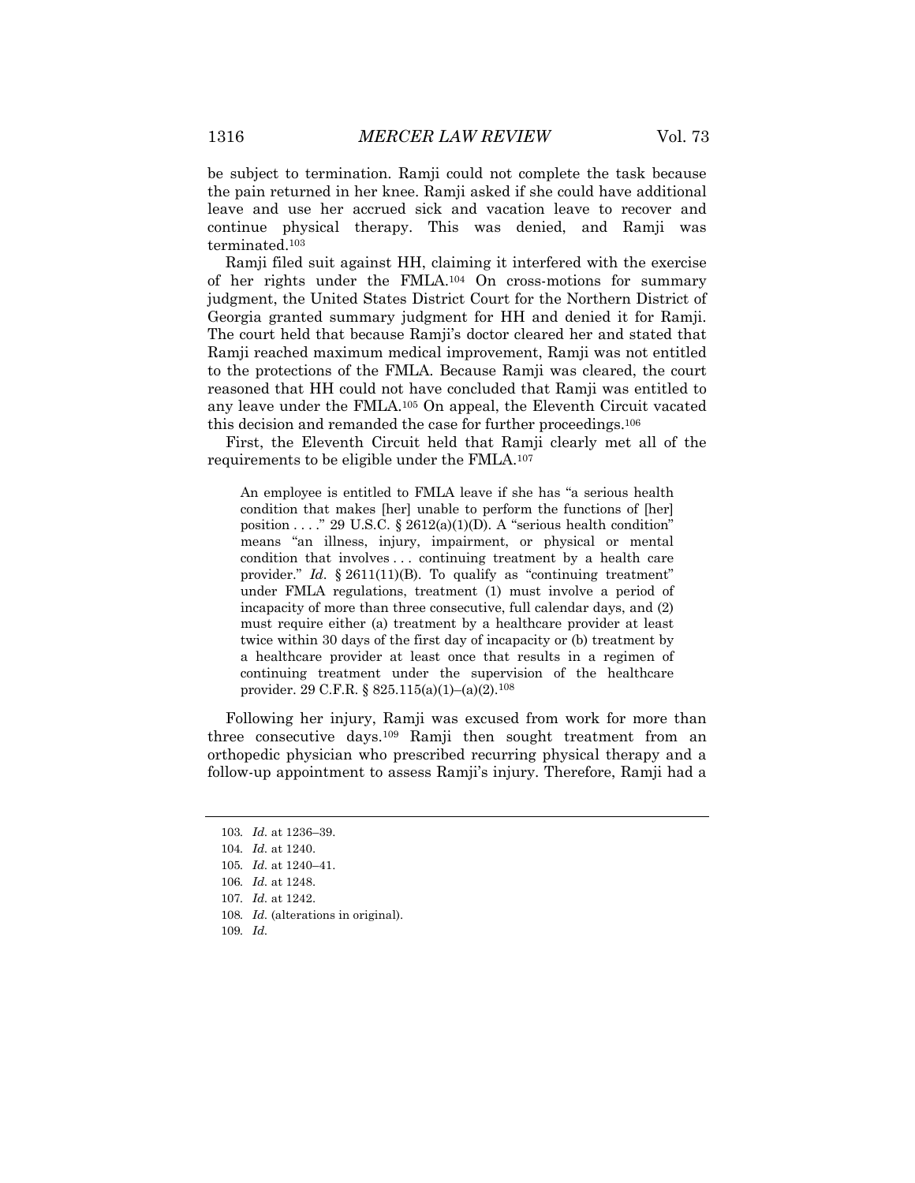be subject to termination. Ramji could not complete the task because the pain returned in her knee. Ramji asked if she could have additional leave and use her accrued sick and vacation leave to recover and continue physical therapy. This was denied, and Ramji was terminated.[103]

Ramji filed suit against HH, claiming it interfered with the exercise of her rights under the FMLA.[104] On cross-motions for summary judgment, the United States District Court for the Northern District of Georgia granted summary judgment for HH and denied it for Ramji. The court held that because Ramji's doctor cleared her and stated that Ramji reached maximum medical improvement, Ramji was not entitled to the protections of the FMLA. Because Ramji was cleared, the court reasoned that HH could not have concluded that Ramji was entitled to any leave under the FMLA.[105] On appeal, the Eleventh Circuit vacated this decision and remanded the case for further proceedings.[106]

First, the Eleventh Circuit held that Ramji clearly met all of the requirements to be eligible under the FMLA.[107]

> An employee is entitled to FMLA leave if she has "a serious health condition that makes [her] unable to perform the functions of [her] position . . . ." 29 U.S.C. § 2612(a)(1)(D). A "serious health condition" means "an illness, injury, impairment, or physical or mental condition that involves . . . continuing treatment by a health care provider." *Id.* § 2611(11)(B). To qualify as "continuing treatment" under FMLA regulations, treatment (1) must involve a period of incapacity of more than three consecutive, full calendar days, and (2) must require either (a) treatment by a healthcare provider at least twice within 30 days of the first day of incapacity or (b) treatment by a healthcare provider at least once that results in a regimen of continuing treatment under the supervision of the healthcare provider. 29 C.F.R. § 825.115(a)(1)–(a)(2).[108]

Following her injury, Ramji was excused from work for more than three consecutive days.[109] Ramji then sought treatment from an orthopedic physician who prescribed recurring physical therapy and a follow-up appointment to assess Ramji's injury. Therefore, Ramji had a

---

103. *Id.* at 1236–39.
104. *Id.* at 1240.
105. *Id.* at 1240–41.
106. *Id.* at 1248.
107. *Id.* at 1242.
108. *Id.* (alterations in original).
109. *Id.*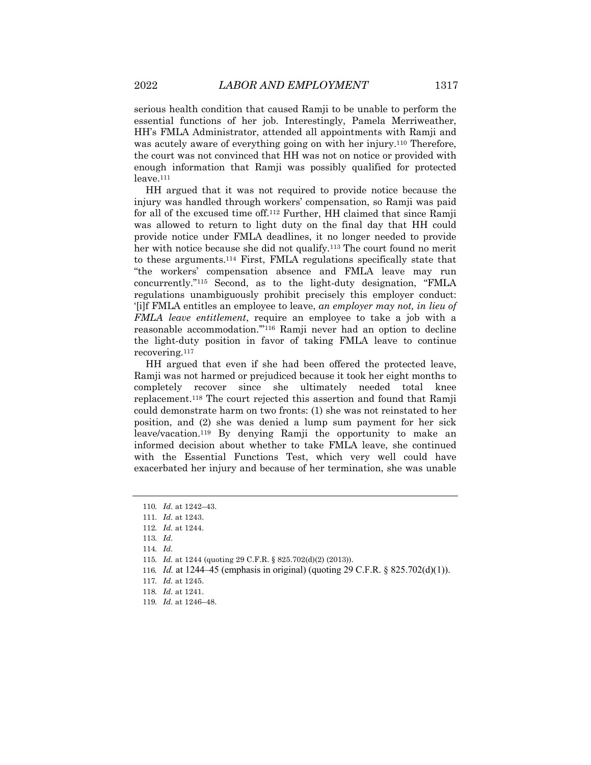serious health condition that caused Ramji to be unable to perform the essential functions of her job. Interestingly, Pamela Merriweather, HH's FMLA Administrator, attended all appointments with Ramji and was acutely aware of everything going on with her injury.[110] Therefore, the court was not convinced that HH was not on notice or provided with enough information that Ramji was possibly qualified for protected leave.[111]

HH argued that it was not required to provide notice because the injury was handled through workers' compensation, so Ramji was paid for all of the excused time off.[112] Further, HH claimed that since Ramji was allowed to return to light duty on the final day that HH could provide notice under FMLA deadlines, it no longer needed to provide her with notice because she did not qualify.[113] The court found no merit to these arguments.[114] First, FMLA regulations specifically state that "the workers' compensation absence and FMLA leave may run concurrently."[115] Second, as to the light-duty designation, "FMLA regulations unambiguously prohibit precisely this employer conduct: '[i]f FMLA entitles an employee to leave, *an employer may not, in lieu of FMLA leave entitlement*, require an employee to take a job with a reasonable accommodation.'"[116] Ramji never had an option to decline the light-duty position in favor of taking FMLA leave to continue recovering.[117]

HH argued that even if she had been offered the protected leave, Ramji was not harmed or prejudiced because it took her eight months to completely recover since she ultimately needed total knee replacement.[118] The court rejected this assertion and found that Ramji could demonstrate harm on two fronts: (1) she was not reinstated to her position, and (2) she was denied a lump sum payment for her sick leave/vacation.[119] By denying Ramji the opportunity to make an informed decision about whether to take FMLA leave, she continued with the Essential Functions Test, which very well could have exacerbated her injury and because of her termination, she was unable

---

110. *Id.* at 1242–43.

111. *Id.* at 1243.

112. *Id.* at 1244.

113. *Id.*

114. *Id.*

115. *Id.* at 1244 (quoting 29 C.F.R. § 825.702(d)(2) (2013)).

116. *Id.* at 1244–45 (emphasis in original) (quoting 29 C.F.R. § 825.702(d)(1)).

117. *Id.* at 1245.

118. *Id.* at 1241.

119. *Id.* at 1246–48.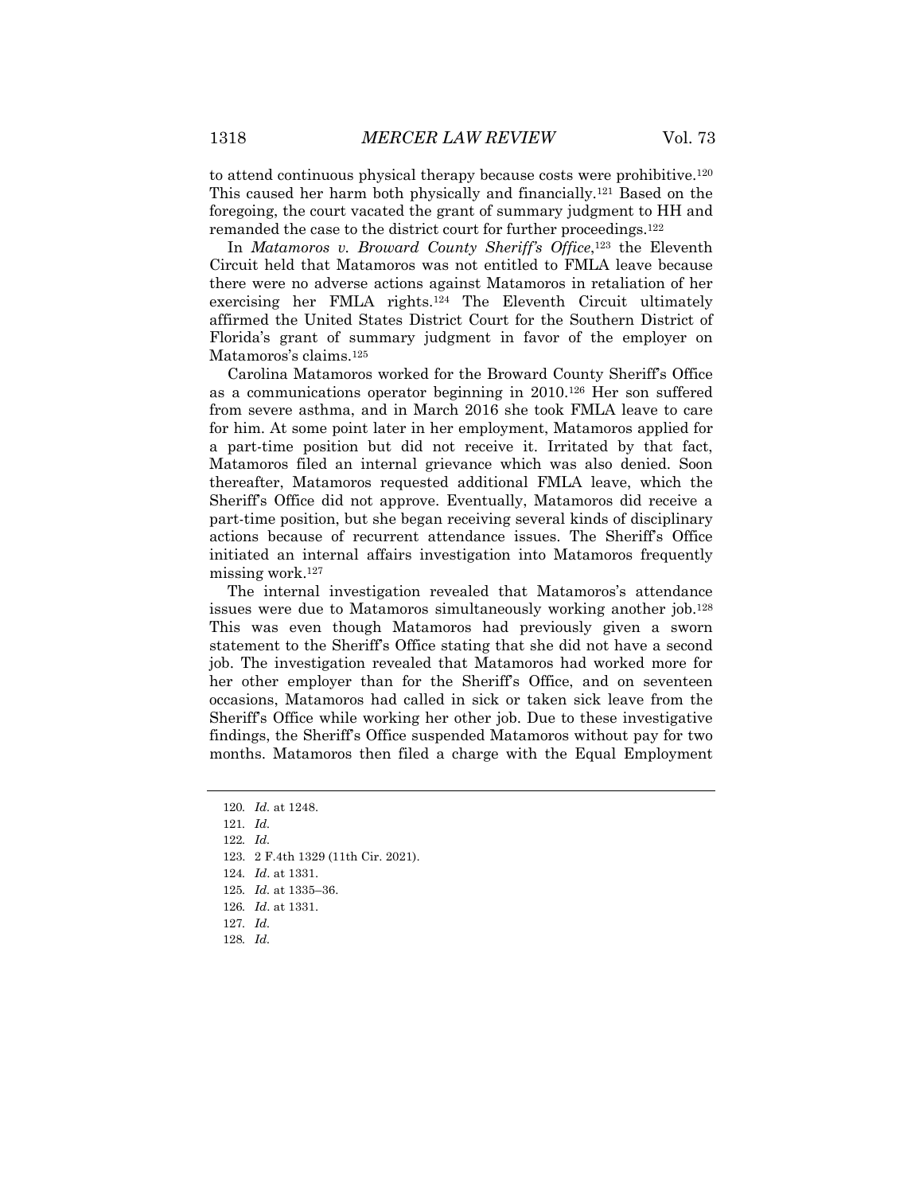to attend continuous physical therapy because costs were prohibitive.[120] This caused her harm both physically and financially.[121] Based on the foregoing, the court vacated the grant of summary judgment to HH and remanded the case to the district court for further proceedings.[122]

In *Matamoros v. Broward County Sheriff's Office*,[123] the Eleventh Circuit held that Matamoros was not entitled to FMLA leave because there were no adverse actions against Matamoros in retaliation of her exercising her FMLA rights.[124] The Eleventh Circuit ultimately affirmed the United States District Court for the Southern District of Florida's grant of summary judgment in favor of the employer on Matamoros's claims.[125]

Carolina Matamoros worked for the Broward County Sheriff's Office as a communications operator beginning in 2010.[126] Her son suffered from severe asthma, and in March 2016 she took FMLA leave to care for him. At some point later in her employment, Matamoros applied for a part-time position but did not receive it. Irritated by that fact, Matamoros filed an internal grievance which was also denied. Soon thereafter, Matamoros requested additional FMLA leave, which the Sheriff's Office did not approve. Eventually, Matamoros did receive a part-time position, but she began receiving several kinds of disciplinary actions because of recurrent attendance issues. The Sheriff's Office initiated an internal affairs investigation into Matamoros frequently missing work.[127]

The internal investigation revealed that Matamoros's attendance issues were due to Matamoros simultaneously working another job.[128] This was even though Matamoros had previously given a sworn statement to the Sheriff's Office stating that she did not have a second job. The investigation revealed that Matamoros had worked more for her other employer than for the Sheriff's Office, and on seventeen occasions, Matamoros had called in sick or taken sick leave from the Sheriff's Office while working her other job. Due to these investigative findings, the Sheriff's Office suspended Matamoros without pay for two months. Matamoros then filed a charge with the Equal Employment

---

120. *Id.* at 1248.
121. *Id.*
122. *Id.*
123. 2 F.4th 1329 (11th Cir. 2021).
124. *Id.* at 1331.
125. *Id.* at 1335–36.
126. *Id.* at 1331.
127. *Id.*
128. *Id.*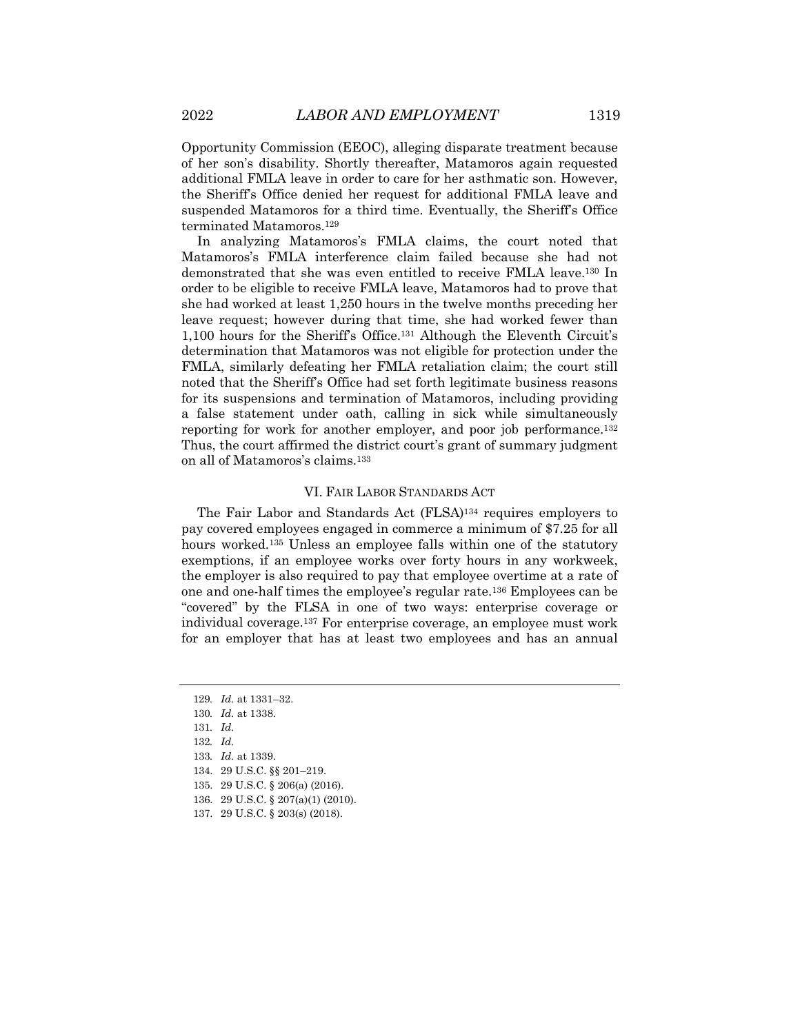Opportunity Commission (EEOC), alleging disparate treatment because of her son's disability. Shortly thereafter, Matamoros again requested additional FMLA leave in order to care for her asthmatic son. However, the Sheriff's Office denied her request for additional FMLA leave and suspended Matamoros for a third time. Eventually, the Sheriff's Office terminated Matamoros.[129]

In analyzing Matamoros's FMLA claims, the court noted that Matamoros's FMLA interference claim failed because she had not demonstrated that she was even entitled to receive FMLA leave.[130] In order to be eligible to receive FMLA leave, Matamoros had to prove that she had worked at least 1,250 hours in the twelve months preceding her leave request; however during that time, she had worked fewer than 1,100 hours for the Sheriff's Office.[131] Although the Eleventh Circuit's determination that Matamoros was not eligible for protection under the FMLA, similarly defeating her FMLA retaliation claim; the court still noted that the Sheriff's Office had set forth legitimate business reasons for its suspensions and termination of Matamoros, including providing a false statement under oath, calling in sick while simultaneously reporting for work for another employer, and poor job performance.[132] Thus, the court affirmed the district court's grant of summary judgment on all of Matamoros's claims.[133]

## VI. FAIR LABOR STANDARDS ACT

The Fair Labor and Standards Act (FLSA)[134] requires employers to pay covered employees engaged in commerce a minimum of $7.25 for all hours worked.[135] Unless an employee falls within one of the statutory exemptions, if an employee works over forty hours in any workweek, the employer is also required to pay that employee overtime at a rate of one and one-half times the employee's regular rate.[136] Employees can be "covered" by the FLSA in one of two ways: enterprise coverage or individual coverage.[137] For enterprise coverage, an employee must work for an employer that has at least two employees and has an annual

---

129. *Id.* at 1331–32.
130. *Id.* at 1338.
131. *Id.*
132. *Id.*
133. *Id.* at 1339.
134. 29 U.S.C. §§ 201–219.
135. 29 U.S.C. § 206(a) (2016).
136. 29 U.S.C. § 207(a)(1) (2010).
137. 29 U.S.C. § 203(s) (2018).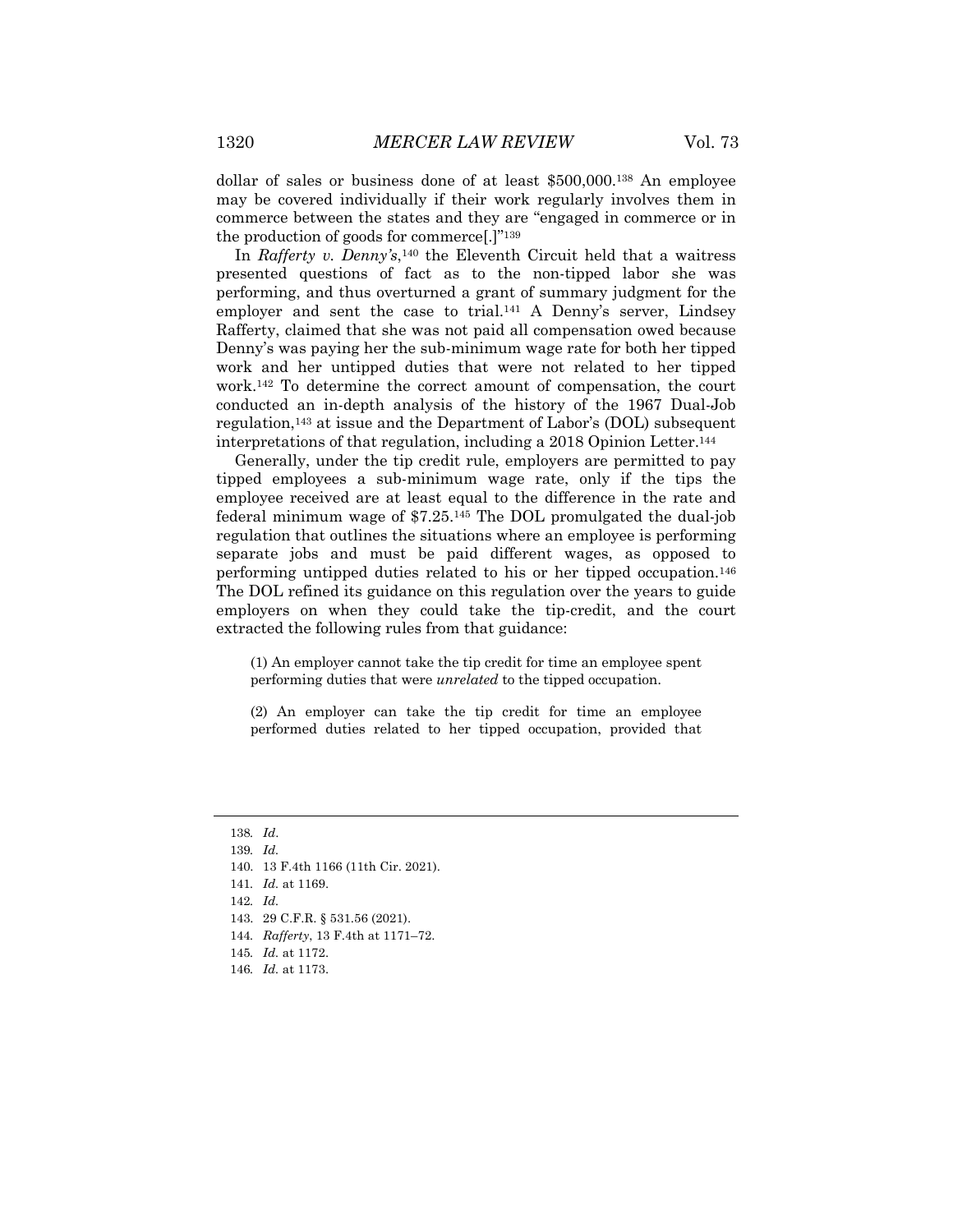dollar of sales or business done of at least $500,000.[138] An employee may be covered individually if their work regularly involves them in commerce between the states and they are "engaged in commerce or in the production of goods for commerce[.]"[139]

In *Rafferty v. Denny's*,[140] the Eleventh Circuit held that a waitress presented questions of fact as to the non-tipped labor she was performing, and thus overturned a grant of summary judgment for the employer and sent the case to trial.[141] A Denny's server, Lindsey Rafferty, claimed that she was not paid all compensation owed because Denny's was paying her the sub-minimum wage rate for both her tipped work and her untipped duties that were not related to her tipped work.[142] To determine the correct amount of compensation, the court conducted an in-depth analysis of the history of the 1967 Dual-Job regulation,[143] at issue and the Department of Labor's (DOL) subsequent interpretations of that regulation, including a 2018 Opinion Letter.[144]

Generally, under the tip credit rule, employers are permitted to pay tipped employees a sub-minimum wage rate, only if the tips the employee received are at least equal to the difference in the rate and federal minimum wage of $7.25.[145] The DOL promulgated the dual-job regulation that outlines the situations where an employee is performing separate jobs and must be paid different wages, as opposed to performing untipped duties related to his or her tipped occupation.[146] The DOL refined its guidance on this regulation over the years to guide employers on when they could take the tip-credit, and the court extracted the following rules from that guidance:

> (1) An employer cannot take the tip credit for time an employee spent performing duties that were *unrelated* to the tipped occupation.
>
> (2) An employer can take the tip credit for time an employee performed duties related to her tipped occupation, provided that

---

138. *Id*.
139. *Id*.
140. 13 F.4th 1166 (11th Cir. 2021).
141. *Id*. at 1169.
142. *Id*.
143. 29 C.F.R. § 531.56 (2021).
144. *Rafferty*, 13 F.4th at 1171–72.
145. *Id*. at 1172.
146. *Id*. at 1173.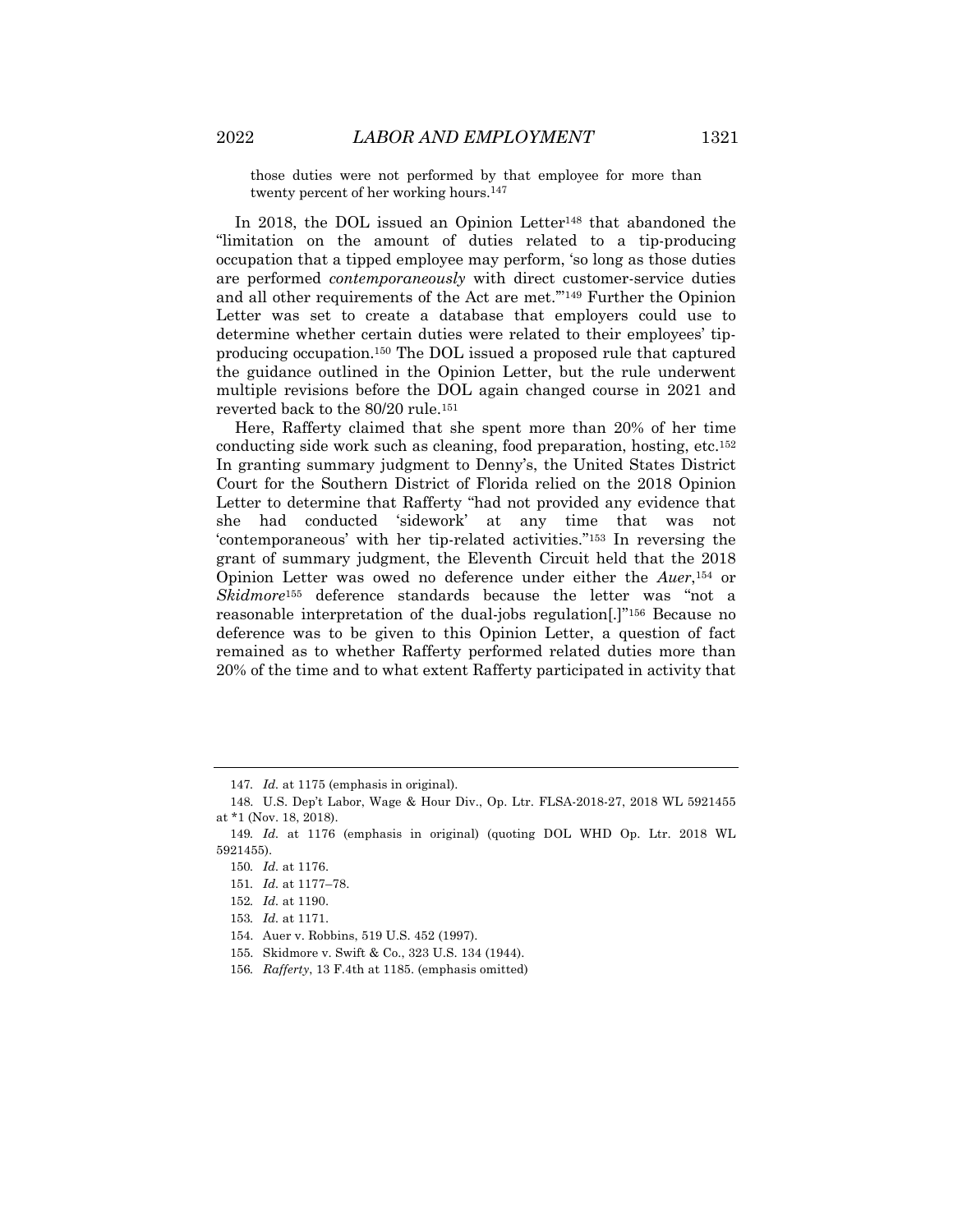those duties were not performed by that employee for more than twenty percent of her working hours.[147]

In 2018, the DOL issued an Opinion Letter[148] that abandoned the "limitation on the amount of duties related to a tip-producing occupation that a tipped employee may perform, 'so long as those duties are performed *contemporaneously* with direct customer-service duties and all other requirements of the Act are met.'"[149] Further the Opinion Letter was set to create a database that employers could use to determine whether certain duties were related to their employees' tip-producing occupation.[150] The DOL issued a proposed rule that captured the guidance outlined in the Opinion Letter, but the rule underwent multiple revisions before the DOL again changed course in 2021 and reverted back to the 80/20 rule.[151]

Here, Rafferty claimed that she spent more than 20% of her time conducting side work such as cleaning, food preparation, hosting, etc.[152] In granting summary judgment to Denny's, the United States District Court for the Southern District of Florida relied on the 2018 Opinion Letter to determine that Rafferty "had not provided any evidence that she had conducted 'sidework' at any time that was not 'contemporaneous' with her tip-related activities."[153] In reversing the grant of summary judgment, the Eleventh Circuit held that the 2018 Opinion Letter was owed no deference under either the *Auer*,[154] or *Skidmore*[155] deference standards because the letter was "not a reasonable interpretation of the dual-jobs regulation[.]"[156] Because no deference was to be given to this Opinion Letter, a question of fact remained as to whether Rafferty performed related duties more than 20% of the time and to what extent Rafferty participated in activity that

---

147. *Id.* at 1175 (emphasis in original).

148. U.S. Dep't Labor, Wage & Hour Div., Op. Ltr. FLSA-2018-27, 2018 WL 5921455 at *1 (Nov. 18, 2018).

149. *Id.* at 1176 (emphasis in original) (quoting DOL WHD Op. Ltr. 2018 WL 5921455).

150. *Id.* at 1176.

151. *Id.* at 1177–78.

152. *Id.* at 1190.

153. *Id.* at 1171.

154. Auer v. Robbins, 519 U.S. 452 (1997).

155. Skidmore v. Swift & Co., 323 U.S. 134 (1944).

156. *Rafferty*, 13 F.4th at 1185. (emphasis omitted)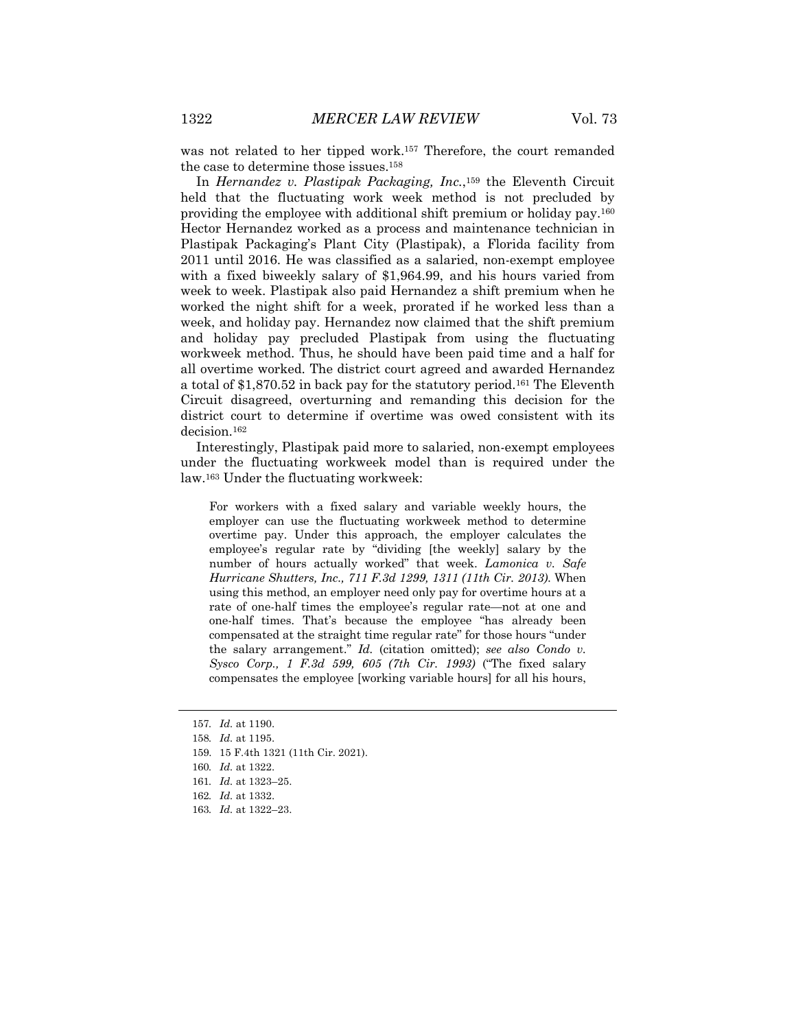was not related to her tipped work.[157] Therefore, the court remanded the case to determine those issues.[158]

In *Hernandez v. Plastipak Packaging, Inc.*,[159] the Eleventh Circuit held that the fluctuating work week method is not precluded by providing the employee with additional shift premium or holiday pay.[160] Hector Hernandez worked as a process and maintenance technician in Plastipak Packaging's Plant City (Plastipak), a Florida facility from 2011 until 2016. He was classified as a salaried, non-exempt employee with a fixed biweekly salary of $1,964.99, and his hours varied from week to week. Plastipak also paid Hernandez a shift premium when he worked the night shift for a week, prorated if he worked less than a week, and holiday pay. Hernandez now claimed that the shift premium and holiday pay precluded Plastipak from using the fluctuating workweek method. Thus, he should have been paid time and a half for all overtime worked. The district court agreed and awarded Hernandez a total of $1,870.52 in back pay for the statutory period.[161] The Eleventh Circuit disagreed, overturning and remanding this decision for the district court to determine if overtime was owed consistent with its decision.[162]

Interestingly, Plastipak paid more to salaried, non-exempt employees under the fluctuating workweek model than is required under the law.[163] Under the fluctuating workweek:

> For workers with a fixed salary and variable weekly hours, the employer can use the fluctuating workweek method to determine overtime pay. Under this approach, the employer calculates the employee's regular rate by "dividing [the weekly] salary by the number of hours actually worked" that week. *Lamonica v. Safe Hurricane Shutters, Inc., 711 F.3d 1299, 1311 (11th Cir. 2013).* When using this method, an employer need only pay for overtime hours at a rate of one-half times the employee's regular rate—not at one and one-half times. That's because the employee "has already been compensated at the straight time regular rate" for those hours "under the salary arrangement." *Id.* (citation omitted); *see also Condo v. Sysco Corp., 1 F.3d 599, 605 (7th Cir. 1993)* ("The fixed salary compensates the employee [working variable hours] for all his hours,

---

157. *Id.* at 1190.

158. *Id.* at 1195.

159. 15 F.4th 1321 (11th Cir. 2021).

160. *Id.* at 1322.

161. *Id.* at 1323–25.

162. *Id.* at 1332.

163. *Id.* at 1322–23.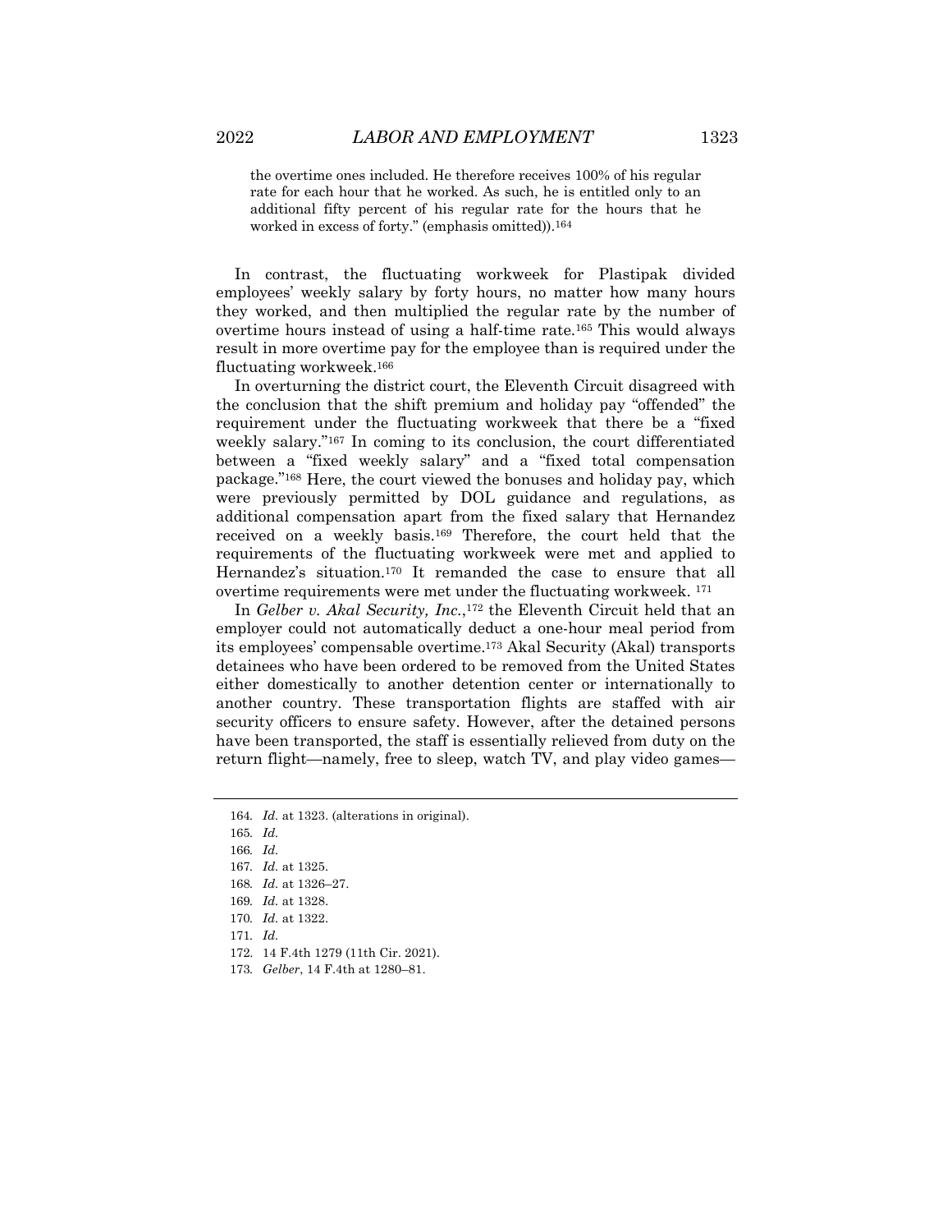the overtime ones included. He therefore receives 100% of his regular rate for each hour that he worked. As such, he is entitled only to an additional fifty percent of his regular rate for the hours that he worked in excess of forty." (emphasis omitted)).[164]

In contrast, the fluctuating workweek for Plastipak divided employees' weekly salary by forty hours, no matter how many hours they worked, and then multiplied the regular rate by the number of overtime hours instead of using a half-time rate.[165] This would always result in more overtime pay for the employee than is required under the fluctuating workweek.[166]

In overturning the district court, the Eleventh Circuit disagreed with the conclusion that the shift premium and holiday pay "offended" the requirement under the fluctuating workweek that there be a "fixed weekly salary."[167] In coming to its conclusion, the court differentiated between a "fixed weekly salary" and a "fixed total compensation package."[168] Here, the court viewed the bonuses and holiday pay, which were previously permitted by DOL guidance and regulations, as additional compensation apart from the fixed salary that Hernandez received on a weekly basis.[169] Therefore, the court held that the requirements of the fluctuating workweek were met and applied to Hernandez's situation.[170] It remanded the case to ensure that all overtime requirements were met under the fluctuating workweek.[171]

In *Gelber v. Akal Security, Inc.*,[172] the Eleventh Circuit held that an employer could not automatically deduct a one-hour meal period from its employees' compensable overtime.[173] Akal Security (Akal) transports detainees who have been ordered to be removed from the United States either domestically to another detention center or internationally to another country. These transportation flights are staffed with air security officers to ensure safety. However, after the detained persons have been transported, the staff is essentially relieved from duty on the return flight—namely, free to sleep, watch TV, and play video games—

---

164. *Id.* at 1323. (alterations in original).
165. *Id.*
166. *Id.*
167. *Id.* at 1325.
168. *Id.* at 1326–27.
169. *Id.* at 1328.
170. *Id.* at 1322.
171. *Id.*
172. 14 F.4th 1279 (11th Cir. 2021).
173. *Gelber*, 14 F.4th at 1280–81.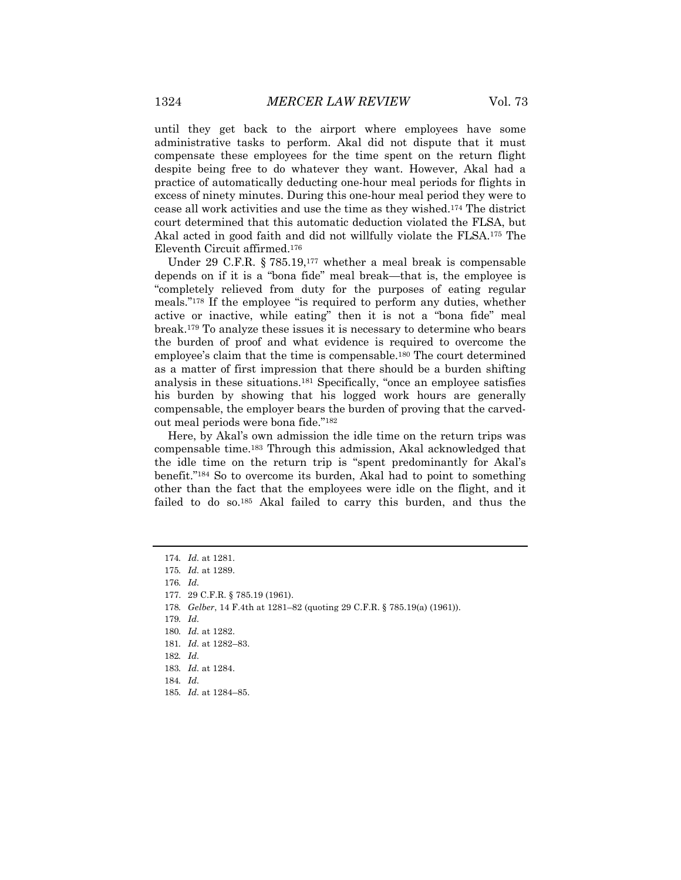until they get back to the airport where employees have some administrative tasks to perform. Akal did not dispute that it must compensate these employees for the time spent on the return flight despite being free to do whatever they want. However, Akal had a practice of automatically deducting one-hour meal periods for flights in excess of ninety minutes. During this one-hour meal period they were to cease all work activities and use the time as they wished.[174] The district court determined that this automatic deduction violated the FLSA, but Akal acted in good faith and did not willfully violate the FLSA.[175] The Eleventh Circuit affirmed.[176]

Under 29 C.F.R. § 785.19,[177] whether a meal break is compensable depends on if it is a "bona fide" meal break—that is, the employee is "completely relieved from duty for the purposes of eating regular meals."[178] If the employee "is required to perform any duties, whether active or inactive, while eating" then it is not a "bona fide" meal break.[179] To analyze these issues it is necessary to determine who bears the burden of proof and what evidence is required to overcome the employee's claim that the time is compensable.[180] The court determined as a matter of first impression that there should be a burden shifting analysis in these situations.[181] Specifically, "once an employee satisfies his burden by showing that his logged work hours are generally compensable, the employer bears the burden of proving that the carved-out meal periods were bona fide."[182]

Here, by Akal's own admission the idle time on the return trips was compensable time.[183] Through this admission, Akal acknowledged that the idle time on the return trip is "spent predominantly for Akal's benefit."[184] So to overcome its burden, Akal had to point to something other than the fact that the employees were idle on the flight, and it failed to do so.[185] Akal failed to carry this burden, and thus the

---

174. *Id.* at 1281.
175. *Id.* at 1289.
176. *Id.*
177. 29 C.F.R. § 785.19 (1961).
178. *Gelber*, 14 F.4th at 1281–82 (quoting 29 C.F.R. § 785.19(a) (1961)).
179. *Id.*
180. *Id.* at 1282.
181. *Id.* at 1282–83.
182. *Id.*
183. *Id.* at 1284.
184. *Id.*
185. *Id.* at 1284–85.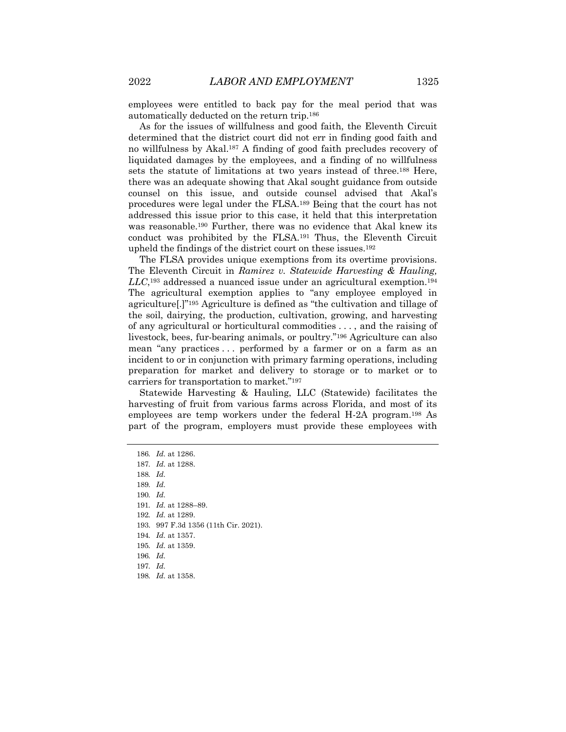employees were entitled to back pay for the meal period that was automatically deducted on the return trip.[186]

As for the issues of willfulness and good faith, the Eleventh Circuit determined that the district court did not err in finding good faith and no willfulness by Akal.[187] A finding of good faith precludes recovery of liquidated damages by the employees, and a finding of no willfulness sets the statute of limitations at two years instead of three.[188] Here, there was an adequate showing that Akal sought guidance from outside counsel on this issue, and outside counsel advised that Akal's procedures were legal under the FLSA.[189] Being that the court has not addressed this issue prior to this case, it held that this interpretation was reasonable.[190] Further, there was no evidence that Akal knew its conduct was prohibited by the FLSA.[191] Thus, the Eleventh Circuit upheld the findings of the district court on these issues.[192]

The FLSA provides unique exemptions from its overtime provisions. The Eleventh Circuit in *Ramirez v. Statewide Harvesting & Hauling, LLC*,[193] addressed a nuanced issue under an agricultural exemption.[194] The agricultural exemption applies to "any employee employed in agriculture[.]"[195] Agriculture is defined as "the cultivation and tillage of the soil, dairying, the production, cultivation, growing, and harvesting of any agricultural or horticultural commodities . . . , and the raising of livestock, bees, fur-bearing animals, or poultry."[196] Agriculture can also mean "any practices . . . performed by a farmer or on a farm as an incident to or in conjunction with primary farming operations, including preparation for market and delivery to storage or to market or to carriers for transportation to market."[197]

Statewide Harvesting & Hauling, LLC (Statewide) facilitates the harvesting of fruit from various farms across Florida, and most of its employees are temp workers under the federal H-2A program.[198] As part of the program, employers must provide these employees with

---

186. *Id.* at 1286.
187. *Id.* at 1288.
188. *Id.*
189. *Id.*
190. *Id.*
191. *Id.* at 1288–89.
192. *Id.* at 1289.
193. 997 F.3d 1356 (11th Cir. 2021).
194. *Id.* at 1357.
195. *Id.* at 1359.
196. *Id.*
197. *Id.*
198. *Id.* at 1358.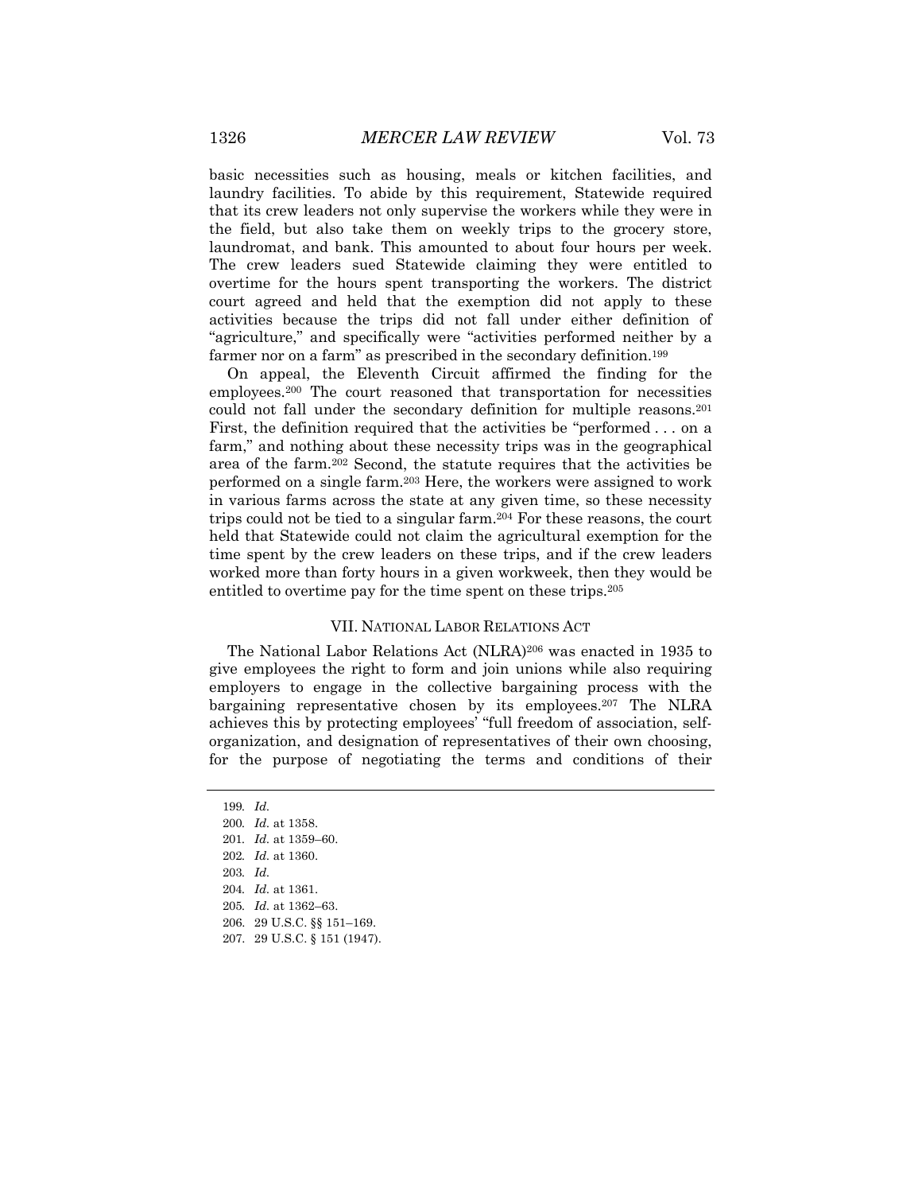basic necessities such as housing, meals or kitchen facilities, and laundry facilities. To abide by this requirement, Statewide required that its crew leaders not only supervise the workers while they were in the field, but also take them on weekly trips to the grocery store, laundromat, and bank. This amounted to about four hours per week. The crew leaders sued Statewide claiming they were entitled to overtime for the hours spent transporting the workers. The district court agreed and held that the exemption did not apply to these activities because the trips did not fall under either definition of "agriculture," and specifically were "activities performed neither by a farmer nor on a farm" as prescribed in the secondary definition.[199]

On appeal, the Eleventh Circuit affirmed the finding for the employees.[200] The court reasoned that transportation for necessities could not fall under the secondary definition for multiple reasons.[201] First, the definition required that the activities be "performed . . . on a farm," and nothing about these necessity trips was in the geographical area of the farm.[202] Second, the statute requires that the activities be performed on a single farm.[203] Here, the workers were assigned to work in various farms across the state at any given time, so these necessity trips could not be tied to a singular farm.[204] For these reasons, the court held that Statewide could not claim the agricultural exemption for the time spent by the crew leaders on these trips, and if the crew leaders worked more than forty hours in a given workweek, then they would be entitled to overtime pay for the time spent on these trips.[205]

## VII. NATIONAL LABOR RELATIONS ACT

The National Labor Relations Act (NLRA)[206] was enacted in 1935 to give employees the right to form and join unions while also requiring employers to engage in the collective bargaining process with the bargaining representative chosen by its employees.[207] The NLRA achieves this by protecting employees' "full freedom of association, self-organization, and designation of representatives of their own choosing, for the purpose of negotiating the terms and conditions of their

---

199. *Id.*
200. *Id.* at 1358.
201. *Id.* at 1359–60.
202. *Id.* at 1360.
203. *Id.*
204. *Id.* at 1361.
205. *Id.* at 1362–63.
206. 29 U.S.C. §§ 151–169.
207. 29 U.S.C. § 151 (1947).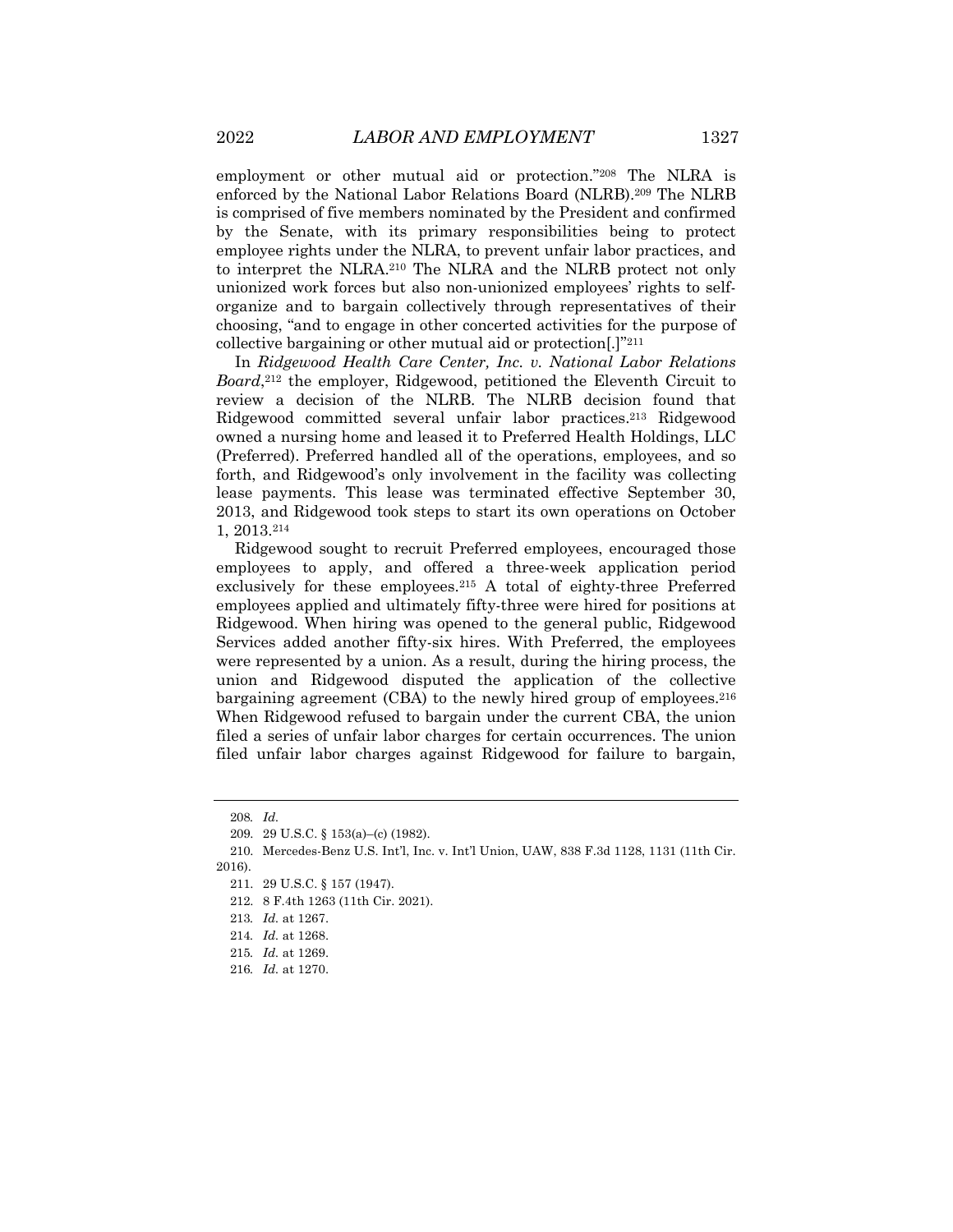employment or other mutual aid or protection."[208] The NLRA is enforced by the National Labor Relations Board (NLRB).[209] The NLRB is comprised of five members nominated by the President and confirmed by the Senate, with its primary responsibilities being to protect employee rights under the NLRA, to prevent unfair labor practices, and to interpret the NLRA.[210] The NLRA and the NLRB protect not only unionized work forces but also non-unionized employees' rights to self-organize and to bargain collectively through representatives of their choosing, "and to engage in other concerted activities for the purpose of collective bargaining or other mutual aid or protection[.]"[211]

In *Ridgewood Health Care Center, Inc. v. National Labor Relations Board*,[212] the employer, Ridgewood, petitioned the Eleventh Circuit to review a decision of the NLRB. The NLRB decision found that Ridgewood committed several unfair labor practices.[213] Ridgewood owned a nursing home and leased it to Preferred Health Holdings, LLC (Preferred). Preferred handled all of the operations, employees, and so forth, and Ridgewood's only involvement in the facility was collecting lease payments. This lease was terminated effective September 30, 2013, and Ridgewood took steps to start its own operations on October 1, 2013.[214]

Ridgewood sought to recruit Preferred employees, encouraged those employees to apply, and offered a three-week application period exclusively for these employees.[215] A total of eighty-three Preferred employees applied and ultimately fifty-three were hired for positions at Ridgewood. When hiring was opened to the general public, Ridgewood Services added another fifty-six hires. With Preferred, the employees were represented by a union. As a result, during the hiring process, the union and Ridgewood disputed the application of the collective bargaining agreement (CBA) to the newly hired group of employees.[216] When Ridgewood refused to bargain under the current CBA, the union filed a series of unfair labor charges for certain occurrences. The union filed unfair labor charges against Ridgewood for failure to bargain,

---

208. *Id.*

209. 29 U.S.C. § 153(a)–(c) (1982).

210. Mercedes-Benz U.S. Int'l, Inc. v. Int'l Union, UAW, 838 F.3d 1128, 1131 (11th Cir. 2016).

211. 29 U.S.C. § 157 (1947).

212. 8 F.4th 1263 (11th Cir. 2021).

213. *Id.* at 1267.

214. *Id.* at 1268.

215. *Id.* at 1269.

216. *Id.* at 1270.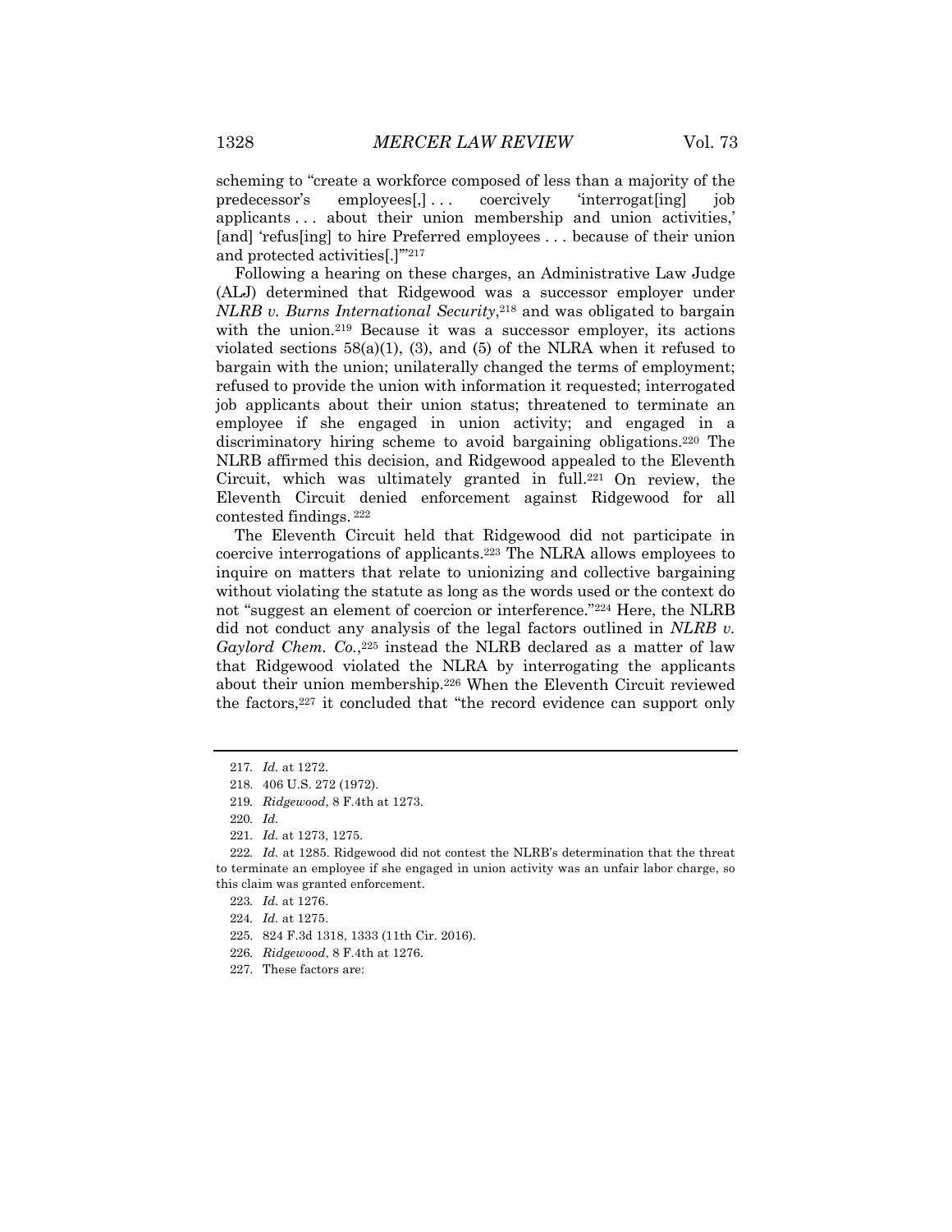scheming to "create a workforce composed of less than a majority of the predecessor's employees[,] . . . coercively 'interrogat[ing] job applicants . . . about their union membership and union activities,' [and] 'refus[ing] to hire Preferred employees . . . because of their union and protected activities[.]'"[217]

Following a hearing on these charges, an Administrative Law Judge (ALJ) determined that Ridgewood was a successor employer under *NLRB v. Burns International Security*,[218] and was obligated to bargain with the union.[219] Because it was a successor employer, its actions violated sections 58(a)(1), (3), and (5) of the NLRA when it refused to bargain with the union; unilaterally changed the terms of employment; refused to provide the union with information it requested; interrogated job applicants about their union status; threatened to terminate an employee if she engaged in union activity; and engaged in a discriminatory hiring scheme to avoid bargaining obligations.[220] The NLRB affirmed this decision, and Ridgewood appealed to the Eleventh Circuit, which was ultimately granted in full.[221] On review, the Eleventh Circuit denied enforcement against Ridgewood for all contested findings.[222]

The Eleventh Circuit held that Ridgewood did not participate in coercive interrogations of applicants.[223] The NLRA allows employees to inquire on matters that relate to unionizing and collective bargaining without violating the statute as long as the words used or the context do not "suggest an element of coercion or interference."[224] Here, the NLRB did not conduct any analysis of the legal factors outlined in *NLRB v. Gaylord Chem. Co.*,[225] instead the NLRB declared as a matter of law that Ridgewood violated the NLRA by interrogating the applicants about their union membership.[226] When the Eleventh Circuit reviewed the factors,[227] it concluded that "the record evidence can support only

---

217. *Id.* at 1272.

218. 406 U.S. 272 (1972).

219. *Ridgewood*, 8 F.4th at 1273.

220. *Id.*

221. *Id.* at 1273, 1275.

222. *Id.* at 1285. Ridgewood did not contest the NLRB's determination that the threat to terminate an employee if she engaged in union activity was an unfair labor charge, so this claim was granted enforcement.

223. *Id.* at 1276.

224. *Id.* at 1275.

225. 824 F.3d 1318, 1333 (11th Cir. 2016).

226. *Ridgewood*, 8 F.4th at 1276.

227. These factors are: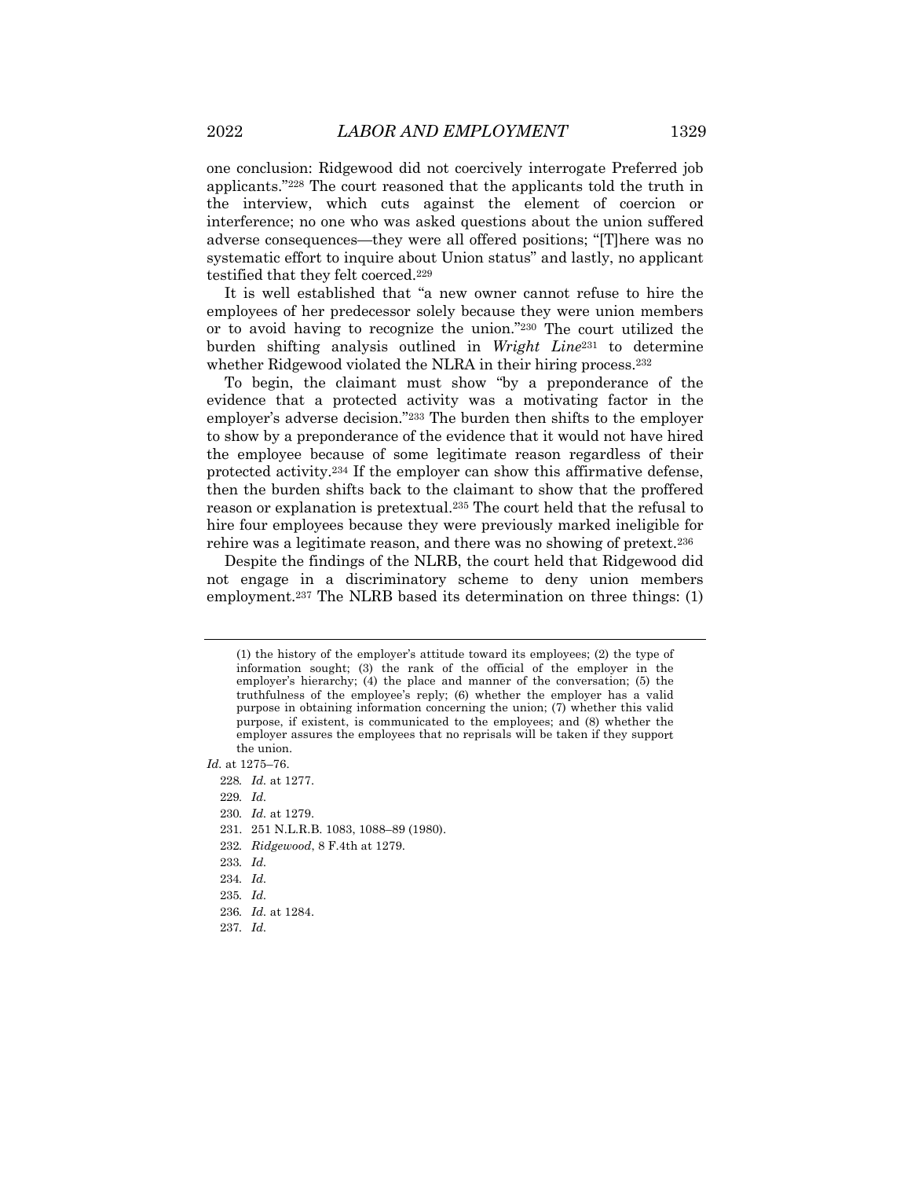one conclusion: Ridgewood did not coercively interrogate Preferred job applicants."[228] The court reasoned that the applicants told the truth in the interview, which cuts against the element of coercion or interference; no one who was asked questions about the union suffered adverse consequences—they were all offered positions; "[T]here was no systematic effort to inquire about Union status" and lastly, no applicant testified that they felt coerced.[229]

It is well established that "a new owner cannot refuse to hire the employees of her predecessor solely because they were union members or to avoid having to recognize the union."[230] The court utilized the burden shifting analysis outlined in *Wright Line*[231] to determine whether Ridgewood violated the NLRA in their hiring process.[232]

To begin, the claimant must show "by a preponderance of the evidence that a protected activity was a motivating factor in the employer's adverse decision."[233] The burden then shifts to the employer to show by a preponderance of the evidence that it would not have hired the employee because of some legitimate reason regardless of their protected activity.[234] If the employer can show this affirmative defense, then the burden shifts back to the claimant to show that the proffered reason or explanation is pretextual.[235] The court held that the refusal to hire four employees because they were previously marked ineligible for rehire was a legitimate reason, and there was no showing of pretext.[236]

Despite the findings of the NLRB, the court held that Ridgewood did not engage in a discriminatory scheme to deny union members employment.[237] The NLRB based its determination on three things: (1)

---

> (1) the history of the employer's attitude toward its employees; (2) the type of information sought; (3) the rank of the official of the employer in the employer's hierarchy; (4) the place and manner of the conversation; (5) the truthfulness of the employee's reply; (6) whether the employer has a valid purpose in obtaining information concerning the union; (7) whether this valid purpose, if existent, is communicated to the employees; and (8) whether the employer assures the employees that no reprisals will be taken if they support the union.

*Id.* at 1275–76.

228. *Id.* at 1277.

229. *Id.*

230. *Id.* at 1279.

231. 251 N.L.R.B. 1083, 1088–89 (1980).

232. *Ridgewood*, 8 F.4th at 1279.

233. *Id.*

234. *Id.*

235. *Id.*

236. *Id.* at 1284.

237. *Id.*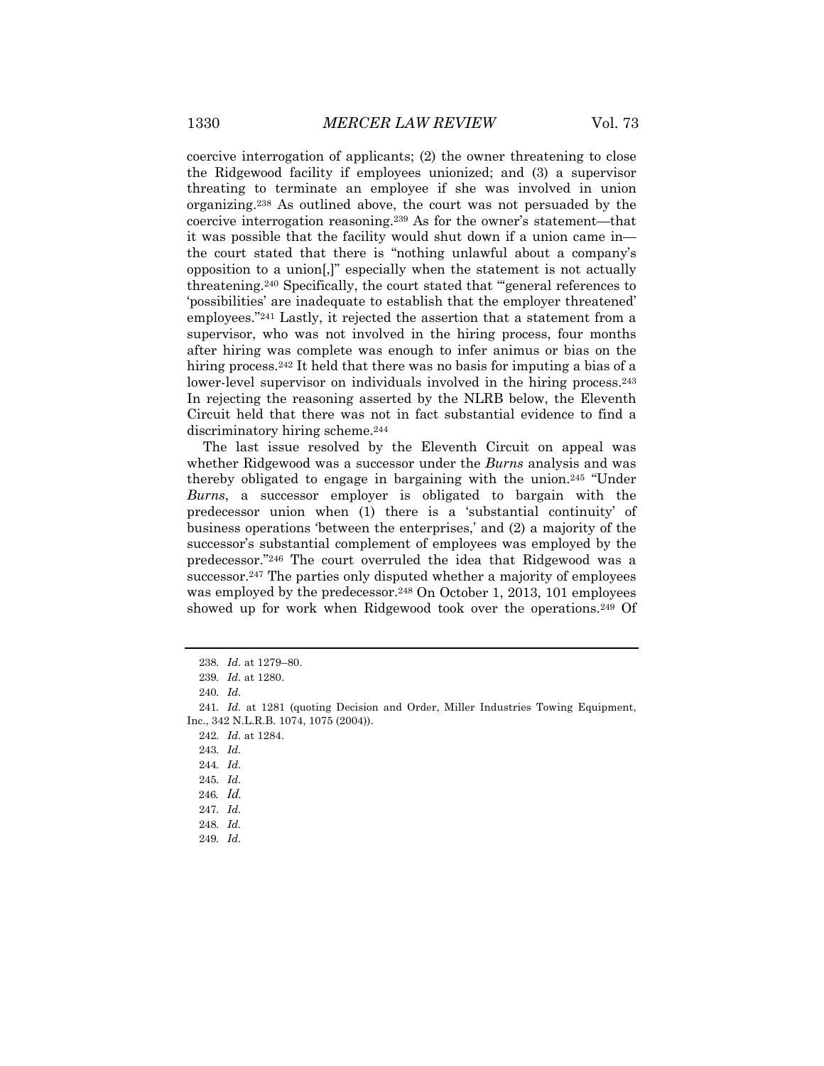coercive interrogation of applicants; (2) the owner threatening to close the Ridgewood facility if employees unionized; and (3) a supervisor threating to terminate an employee if she was involved in union organizing.[238] As outlined above, the court was not persuaded by the coercive interrogation reasoning.[239] As for the owner's statement—that it was possible that the facility would shut down if a union came in—the court stated that there is "nothing unlawful about a company's opposition to a union[,]" especially when the statement is not actually threatening.[240] Specifically, the court stated that "'general references to 'possibilities' are inadequate to establish that the employer threatened' employees."[241] Lastly, it rejected the assertion that a statement from a supervisor, who was not involved in the hiring process, four months after hiring was complete was enough to infer animus or bias on the hiring process.[242] It held that there was no basis for imputing a bias of a lower-level supervisor on individuals involved in the hiring process.[243] In rejecting the reasoning asserted by the NLRB below, the Eleventh Circuit held that there was not in fact substantial evidence to find a discriminatory hiring scheme.[244]

The last issue resolved by the Eleventh Circuit on appeal was whether Ridgewood was a successor under the *Burns* analysis and was thereby obligated to engage in bargaining with the union.[245] "Under *Burns*, a successor employer is obligated to bargain with the predecessor union when (1) there is a 'substantial continuity' of business operations 'between the enterprises,' and (2) a majority of the successor's substantial complement of employees was employed by the predecessor."[246] The court overruled the idea that Ridgewood was a successor.[247] The parties only disputed whether a majority of employees was employed by the predecessor.[248] On October 1, 2013, 101 employees showed up for work when Ridgewood took over the operations.[249] Of

---

238. *Id.* at 1279–80.

239. *Id.* at 1280.

240. *Id.*

241. *Id.* at 1281 (quoting Decision and Order, Miller Industries Towing Equipment, Inc., 342 N.L.R.B. 1074, 1075 (2004)).

242. *Id.* at 1284.

243. *Id.*

244. *Id.*

245. *Id.*

246. *Id.*

247. *Id.*

248. *Id.*

249. *Id.*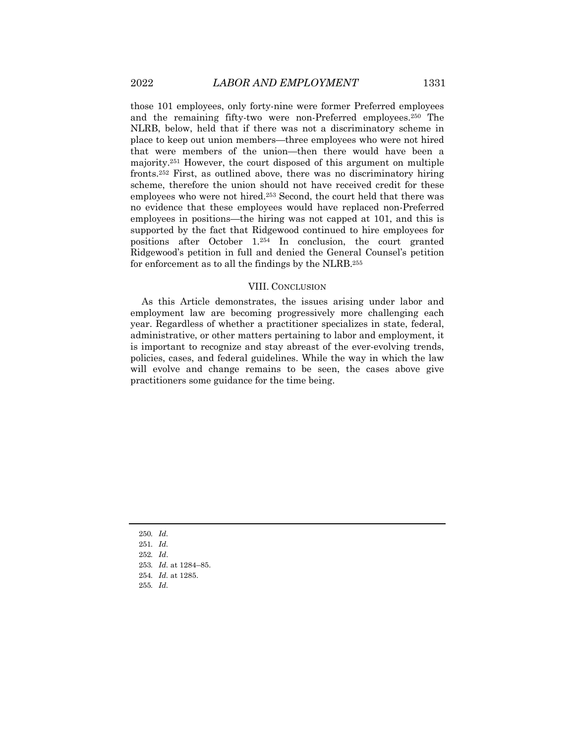those 101 employees, only forty-nine were former Preferred employees and the remaining fifty-two were non-Preferred employees.[250] The NLRB, below, held that if there was not a discriminatory scheme in place to keep out union members—three employees who were not hired that were members of the union—then there would have been a majority.[251] However, the court disposed of this argument on multiple fronts.[252] First, as outlined above, there was no discriminatory hiring scheme, therefore the union should not have received credit for these employees who were not hired.[253] Second, the court held that there was no evidence that these employees would have replaced non-Preferred employees in positions—the hiring was not capped at 101, and this is supported by the fact that Ridgewood continued to hire employees for positions after October 1.[254] In conclusion, the court granted Ridgewood's petition in full and denied the General Counsel's petition for enforcement as to all the findings by the NLRB.[255]

## VIII. CONCLUSION

As this Article demonstrates, the issues arising under labor and employment law are becoming progressively more challenging each year. Regardless of whether a practitioner specializes in state, federal, administrative, or other matters pertaining to labor and employment, it is important to recognize and stay abreast of the ever-evolving trends, policies, cases, and federal guidelines. While the way in which the law will evolve and change remains to be seen, the cases above give practitioners some guidance for the time being.

---

250. *Id.*
251. *Id.*
252. *Id.*
253. *Id.* at 1284–85.
254. *Id.* at 1285.
255. *Id.*